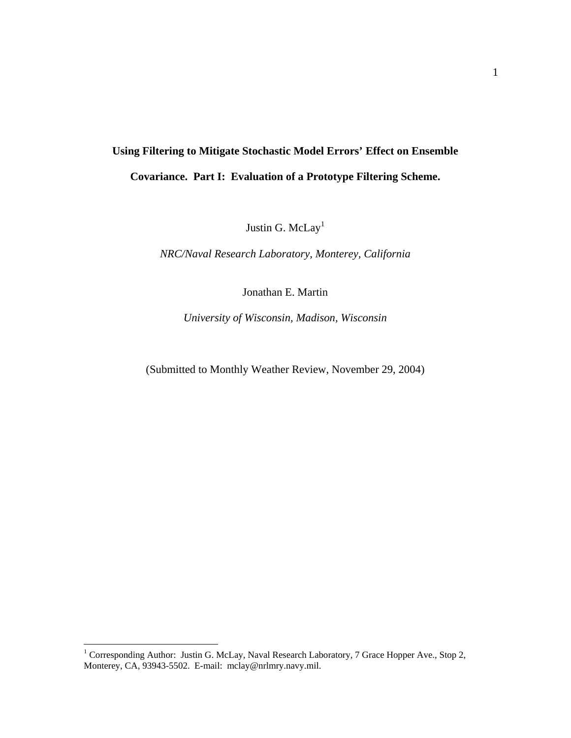# Using Filtering to Mitigate Stochastic Model Errors' Effect on Ensemble Covariance. Part I: Evaluation of a Prototype Filtering Scheme.

Justin G. McLay[1]

*NRC/Naval Research Laboratory, Monterey, California*

Jonathan E. Martin

*University of Wisconsin, Madison, Wisconsin*

(Submitted to Monthly Weather Review, November 29, 2004)

---

[1] Corresponding Author: Justin G. McLay, Naval Research Laboratory, 7 Grace Hopper Ave., Stop 2, Monterey, CA, 93943-5502. E-mail: mclay@nrlmry.navy.mil.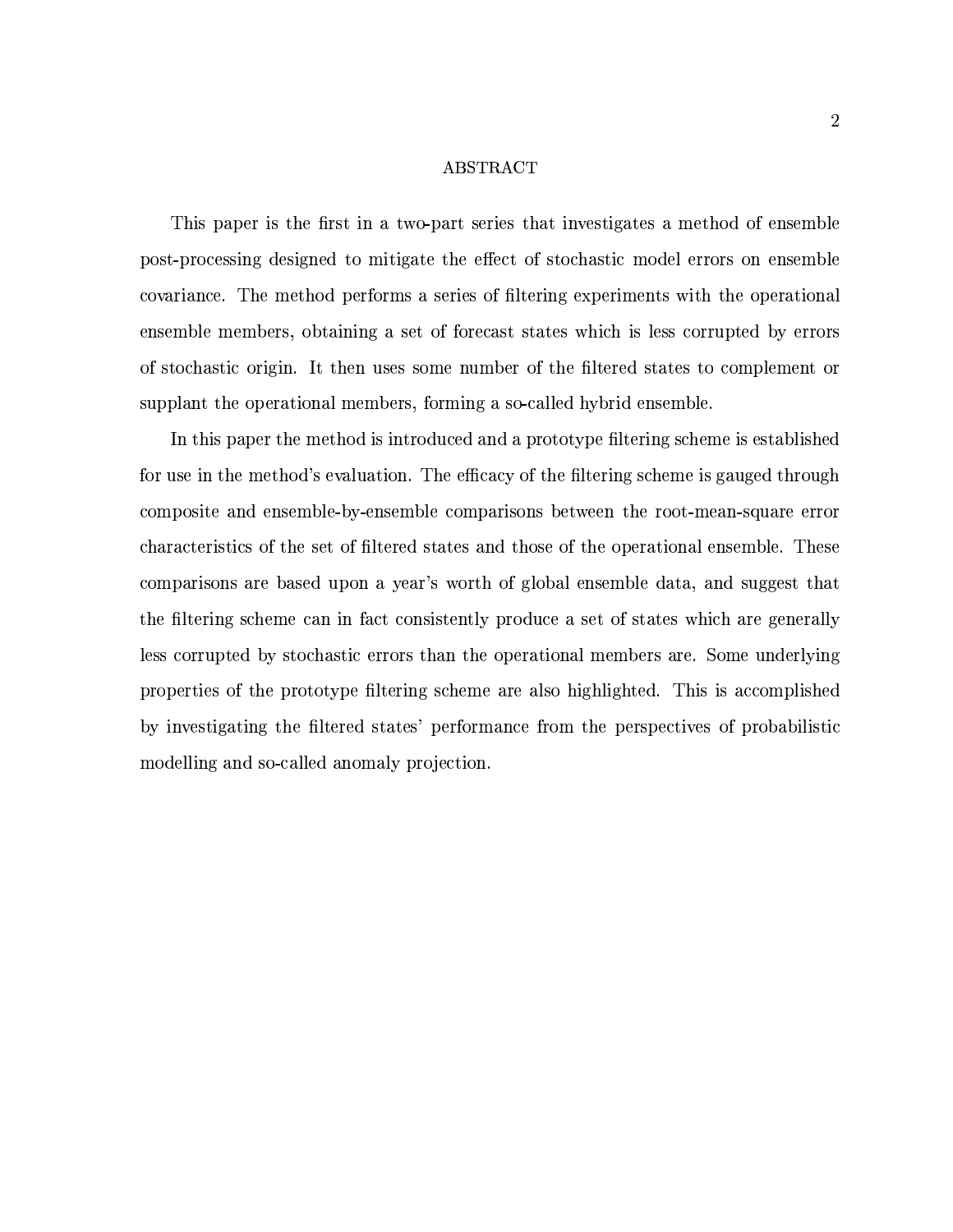## ABSTRACT

This paper is the first in a two-part series that investigates a method of ensemble post-processing designed to mitigate the effect of stochastic model errors on ensemble covariance. The method performs a series of filtering experiments with the operational ensemble members, obtaining a set of forecast states which is less corrupted by errors of stochastic origin. It then uses some number of the filtered states to complement or supplant the operational members, forming a so-called hybrid ensemble.

In this paper the method is introduced and a prototype filtering scheme is established for use in the method's evaluation. The efficacy of the filtering scheme is gauged through composite and ensemble-by-ensemble comparisons between the root-mean-square error characteristics of the set of filtered states and those of the operational ensemble. These comparisons are based upon a year's worth of global ensemble data, and suggest that the filtering scheme can in fact consistently produce a set of states which are generally less corrupted by stochastic errors than the operational members are. Some underlying properties of the prototype filtering scheme are also highlighted. This is accomplished by investigating the filtered states' performance from the perspectives of probabilistic modelling and so-called anomaly projection.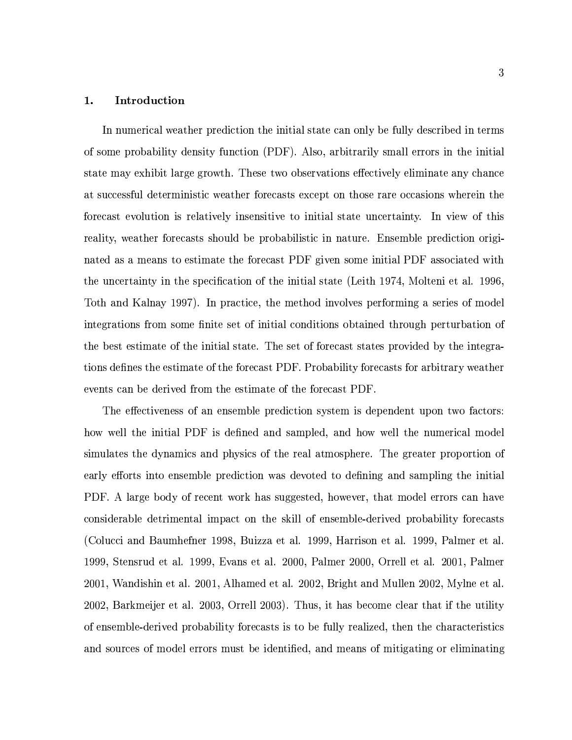## 1. Introduction

In numerical weather prediction the initial state can only be fully described in terms of some probability density function (PDF). Also, arbitrarily small errors in the initial state may exhibit large growth. These two observations effectively eliminate any chance at successful deterministic weather forecasts except on those rare occasions wherein the forecast evolution is relatively insensitive to initial state uncertainty. In view of this reality, weather forecasts should be probabilistic in nature. Ensemble prediction originated as a means to estimate the forecast PDF given some initial PDF associated with the uncertainty in the specification of the initial state (Leith 1974, Molteni et al. 1996, Toth and Kalnay 1997). In practice, the method involves performing a series of model integrations from some finite set of initial conditions obtained through perturbation of the best estimate of the initial state. The set of forecast states provided by the integrations defines the estimate of the forecast PDF. Probability forecasts for arbitrary weather events can be derived from the estimate of the forecast PDF.

The effectiveness of an ensemble prediction system is dependent upon two factors: how well the initial PDF is defined and sampled, and how well the numerical model simulates the dynamics and physics of the real atmosphere. The greater proportion of early efforts into ensemble prediction was devoted to defining and sampling the initial PDF. A large body of recent work has suggested, however, that model errors can have considerable detrimental impact on the skill of ensemble-derived probability forecasts (Colucci and Baumhefner 1998, Buizza et al. 1999, Harrison et al. 1999, Palmer et al. 1999, Stensrud et al. 1999, Evans et al. 2000, Palmer 2000, Orrell et al. 2001, Palmer 2001, Wandishin et al. 2001, Alhamed et al. 2002, Bright and Mullen 2002, Mylne et al. 2002, Barkmeijer et al. 2003, Orrell 2003). Thus, it has become clear that if the utility of ensemble-derived probability forecasts is to be fully realized, then the characteristics and sources of model errors must be identified, and means of mitigating or eliminating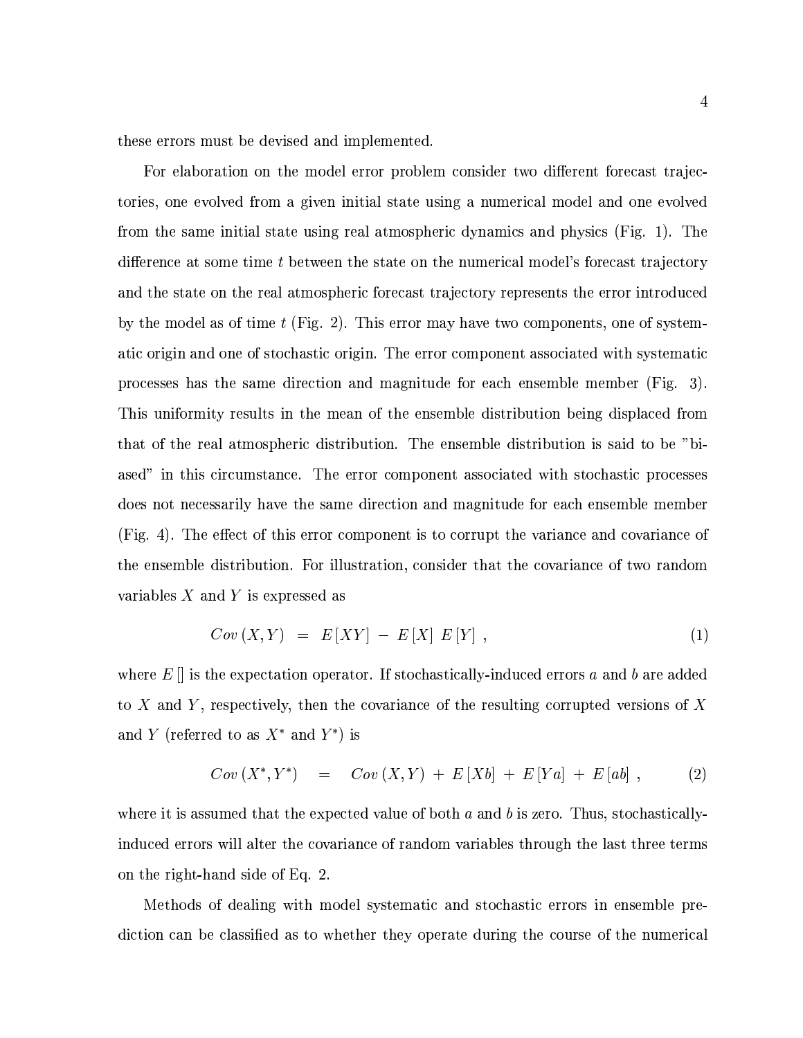these errors must be devised and implemented.

For elaboration on the model error problem consider two different forecast trajectories, one evolved from a given initial state using a numerical model and one evolved from the same initial state using real atmospheric dynamics and physics (Fig. 1). The difference at some time $t$ between the state on the numerical model's forecast trajectory and the state on the real atmospheric forecast trajectory represents the error introduced by the model as of time $t$ (Fig. 2). This error may have two components, one of systematic origin and one of stochastic origin. The error component associated with systematic processes has the same direction and magnitude for each ensemble member (Fig. 3). This uniformity results in the mean of the ensemble distribution being displaced from that of the real atmospheric distribution. The ensemble distribution is said to be "biased" in this circumstance. The error component associated with stochastic processes does not necessarily have the same direction and magnitude for each ensemble member (Fig. 4). The effect of this error component is to corrupt the variance and covariance of the ensemble distribution. For illustration, consider that the covariance of two random variables $X$ and $Y$ is expressed as

$$Cov\,(X,Y) \;=\; E\,[XY] \;-\; E\,[X]\;E\,[Y]\;, \tag{1}$$

where $E\,[]$ is the expectation operator. If stochastically-induced errors $a$ and $b$ are added to $X$ and $Y$, respectively, then the covariance of the resulting corrupted versions of $X$ and $Y$ (referred to as $X^*$ and $Y^*$) is

$$Cov\,(X^*,Y^*) \;\;=\;\; Cov\,(X,Y) \;+\; E\,[Xb] \;+\; E\,[Ya] \;+\; E\,[ab]\;, \tag{2}$$

where it is assumed that the expected value of both $a$ and $b$ is zero. Thus, stochastically-induced errors will alter the covariance of random variables through the last three terms on the right-hand side of Eq. 2.

Methods of dealing with model systematic and stochastic errors in ensemble prediction can be classified as to whether they operate during the course of the numerical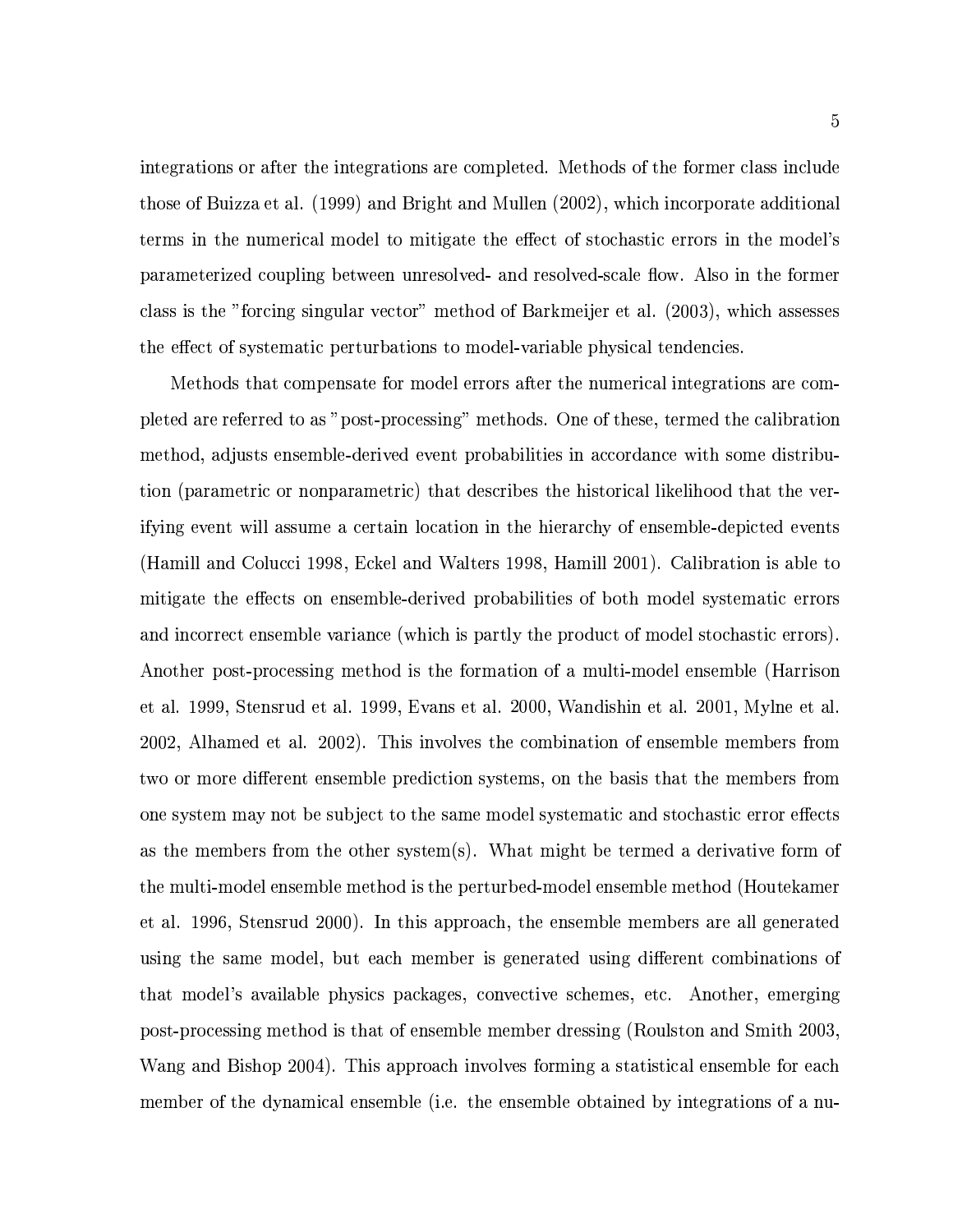integrations or after the integrations are completed. Methods of the former class include those of Buizza et al. (1999) and Bright and Mullen (2002), which incorporate additional terms in the numerical model to mitigate the effect of stochastic errors in the model's parameterized coupling between unresolved- and resolved-scale flow. Also in the former class is the "forcing singular vector" method of Barkmeijer et al. (2003), which assesses the effect of systematic perturbations to model-variable physical tendencies.

Methods that compensate for model errors after the numerical integrations are completed are referred to as "post-processing" methods. One of these, termed the calibration method, adjusts ensemble-derived event probabilities in accordance with some distribution (parametric or nonparametric) that describes the historical likelihood that the verifying event will assume a certain location in the hierarchy of ensemble-depicted events (Hamill and Colucci 1998, Eckel and Walters 1998, Hamill 2001). Calibration is able to mitigate the effects on ensemble-derived probabilities of both model systematic errors and incorrect ensemble variance (which is partly the product of model stochastic errors). Another post-processing method is the formation of a multi-model ensemble (Harrison et al. 1999, Stensrud et al. 1999, Evans et al. 2000, Wandishin et al. 2001, Mylne et al. 2002, Alhamed et al. 2002). This involves the combination of ensemble members from two or more different ensemble prediction systems, on the basis that the members from one system may not be subject to the same model systematic and stochastic error effects as the members from the other system(s). What might be termed a derivative form of the multi-model ensemble method is the perturbed-model ensemble method (Houtekamer et al. 1996, Stensrud 2000). In this approach, the ensemble members are all generated using the same model, but each member is generated using different combinations of that model's available physics packages, convective schemes, etc. Another, emerging post-processing method is that of ensemble member dressing (Roulston and Smith 2003, Wang and Bishop 2004). This approach involves forming a statistical ensemble for each member of the dynamical ensemble (i.e. the ensemble obtained by integrations of a nu-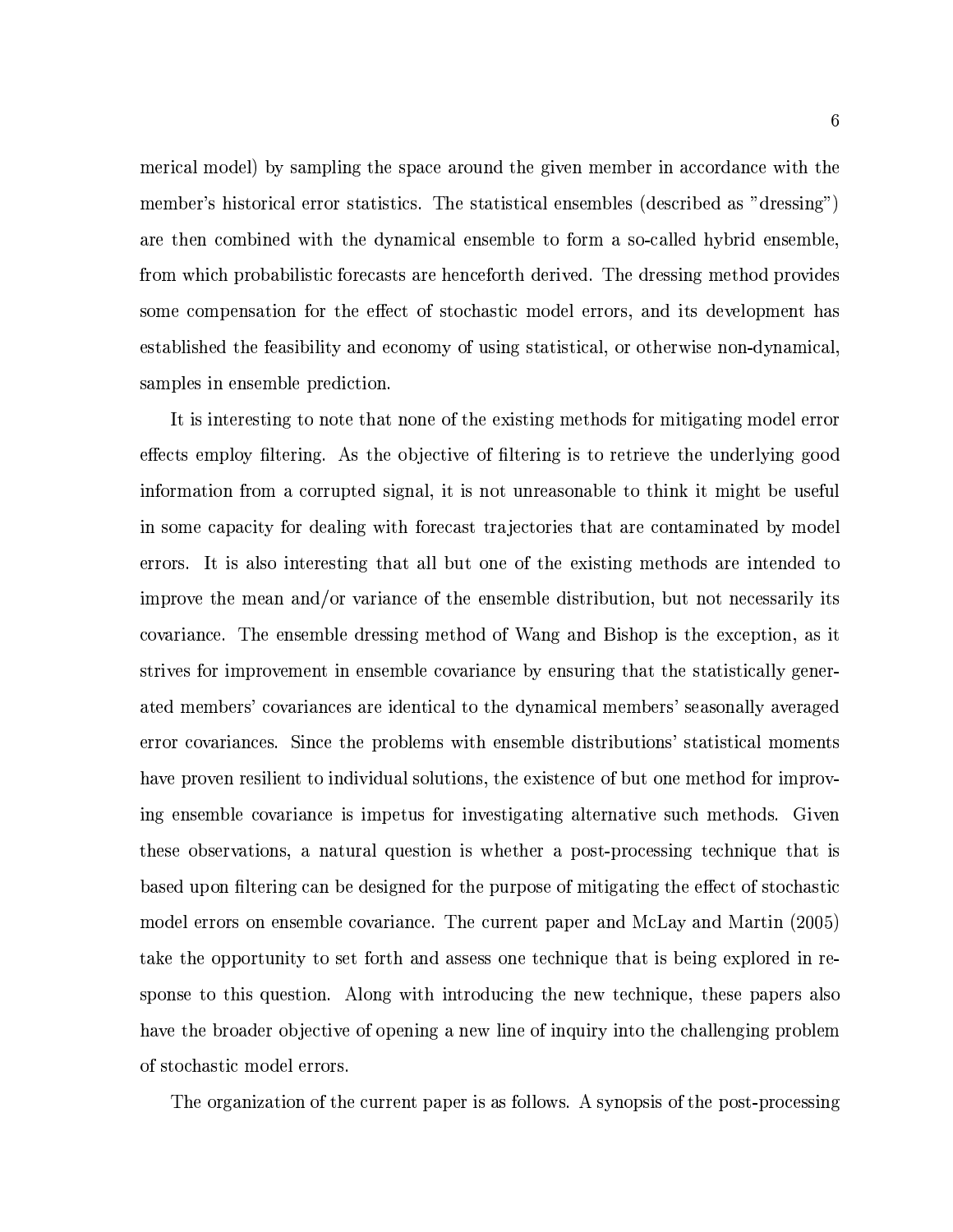merical model) by sampling the space around the given member in accordance with the member's historical error statistics. The statistical ensembles (described as "dressing") are then combined with the dynamical ensemble to form a so-called hybrid ensemble, from which probabilistic forecasts are henceforth derived. The dressing method provides some compensation for the effect of stochastic model errors, and its development has established the feasibility and economy of using statistical, or otherwise non-dynamical, samples in ensemble prediction.

It is interesting to note that none of the existing methods for mitigating model error effects employ filtering. As the objective of filtering is to retrieve the underlying good information from a corrupted signal, it is not unreasonable to think it might be useful in some capacity for dealing with forecast trajectories that are contaminated by model errors. It is also interesting that all but one of the existing methods are intended to improve the mean and/or variance of the ensemble distribution, but not necessarily its covariance. The ensemble dressing method of Wang and Bishop is the exception, as it strives for improvement in ensemble covariance by ensuring that the statistically generated members' covariances are identical to the dynamical members' seasonally averaged error covariances. Since the problems with ensemble distributions' statistical moments have proven resilient to individual solutions, the existence of but one method for improving ensemble covariance is impetus for investigating alternative such methods. Given these observations, a natural question is whether a post-processing technique that is based upon filtering can be designed for the purpose of mitigating the effect of stochastic model errors on ensemble covariance. The current paper and McLay and Martin (2005) take the opportunity to set forth and assess one technique that is being explored in response to this question. Along with introducing the new technique, these papers also have the broader objective of opening a new line of inquiry into the challenging problem of stochastic model errors.

The organization of the current paper is as follows. A synopsis of the post-processing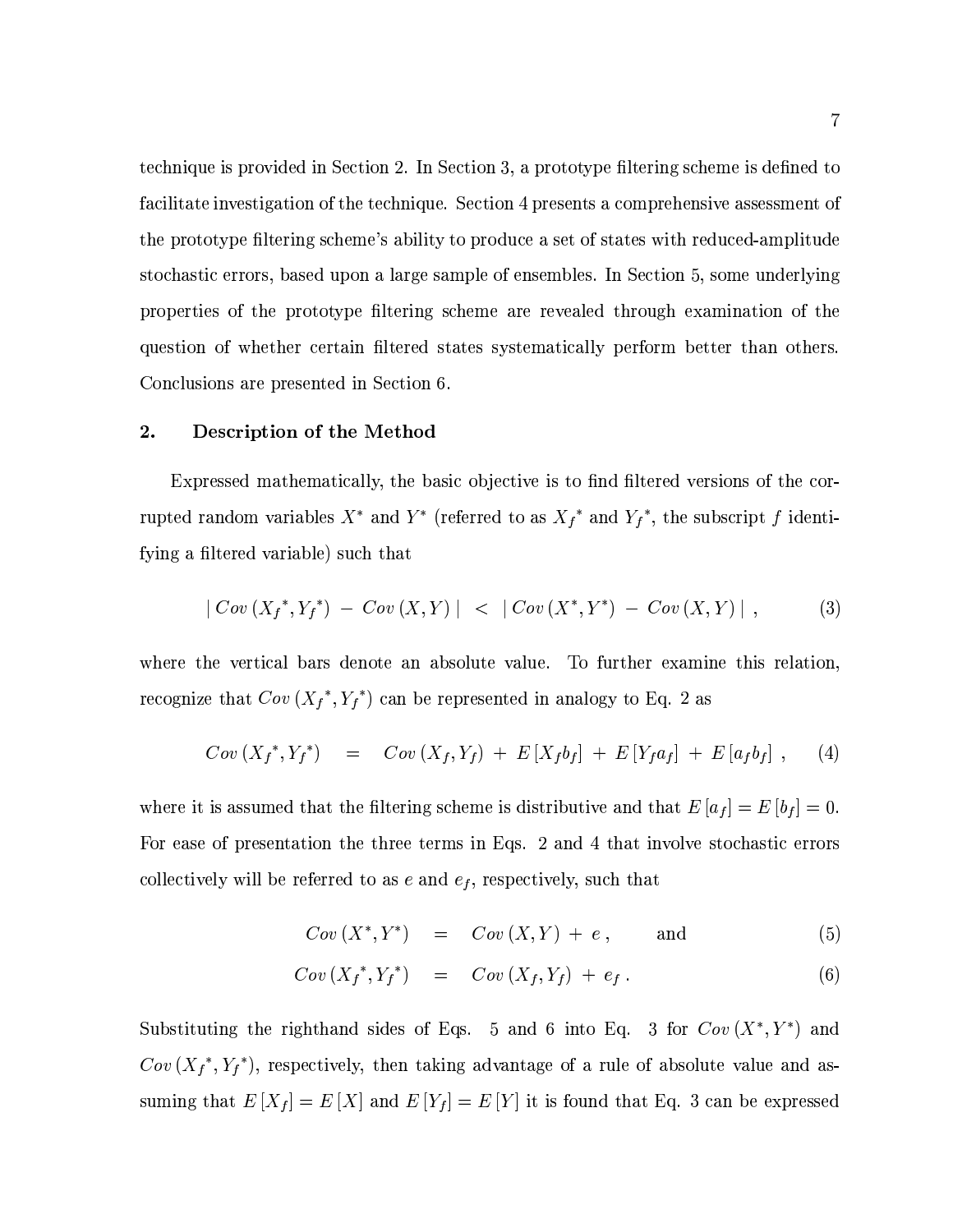technique is provided in Section 2. In Section 3, a prototype filtering scheme is defined to facilitate investigation of the technique. Section 4 presents a comprehensive assessment of the prototype filtering scheme's ability to produce a set of states with reduced-amplitude stochastic errors, based upon a large sample of ensembles. In Section 5, some underlying properties of the prototype filtering scheme are revealed through examination of the question of whether certain filtered states systematically perform better than others. Conclusions are presented in Section 6.

## 2. Description of the Method

Expressed mathematically, the basic objective is to find filtered versions of the corrupted random variables $X^*$ and $Y^*$ (referred to as ${X_f}^*$ and ${Y_f}^*$, the subscript $f$ identifying a filtered variable) such that

$$| \, Cov\,({X_f}^*, {Y_f}^*) \; - \; Cov\,(X, Y) \, | \;\; < \;\; | \, Cov\,(X^*, Y^*) \; - \; Cov\,(X, Y) \, | \; , \tag{3}$$

where the vertical bars denote an absolute value. To further examine this relation, recognize that $Cov\,({X_f}^*, {Y_f}^*)$ can be represented in analogy to Eq. 2 as

$$Cov\,({X_f}^*, {Y_f}^*) \;\; = \;\; Cov\,(X_f, Y_f) \; + \; E\,[X_f b_f] \; + \; E\,[Y_f a_f] \; + \; E\,[a_f b_f] \; , \tag{4}$$

where it is assumed that the filtering scheme is distributive and that $E\,[a_f] = E\,[b_f] = 0$. For ease of presentation the three terms in Eqs. 2 and 4 that involve stochastic errors collectively will be referred to as $e$ and $e_f$, respectively, such that

$$Cov\,(X^*, Y^*) \;\; = \;\; Cov\,(X, Y) \; + \; e \, , \qquad \text{and} \tag{5}$$

$$Cov\,({X_f}^*, {Y_f}^*) \;\; = \;\; Cov\,(X_f, Y_f) \; + \; e_f \, . \tag{6}$$

Substituting the righthand sides of Eqs. 5 and 6 into Eq. 3 for $Cov\,(X^*, Y^*)$ and $Cov\,({X_f}^*, {Y_f}^*)$, respectively, then taking advantage of a rule of absolute value and assuming that $E\,[X_f] = E\,[X]$ and $E\,[Y_f] = E\,[Y]$ it is found that Eq. 3 can be expressed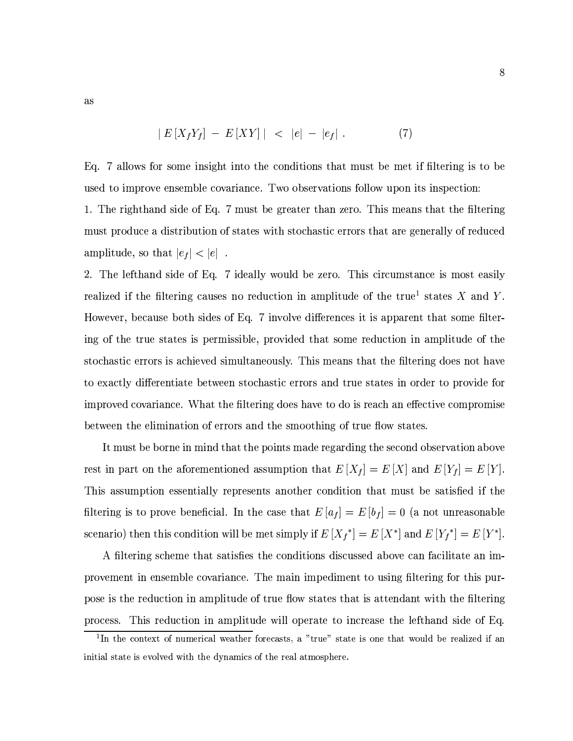as

$$| \, E\left[X_f Y_f\right] \; - \; E\left[XY\right] \, | \;\; < \;\; |e| \; - \; |e_f| \; . \tag{7}$$

Eq. 7 allows for some insight into the conditions that must be met if filtering is to be used to improve ensemble covariance. Two observations follow upon its inspection:

1. The righthand side of Eq. 7 must be greater than zero. This means that the filtering must produce a distribution of states with stochastic errors that are generally of reduced amplitude, so that $|e_f| < |e|$ .

2. The lefthand side of Eq. 7 ideally would be zero. This circumstance is most easily realized if the filtering causes no reduction in amplitude of the true[1] states $X$ and $Y$. However, because both sides of Eq. 7 involve differences it is apparent that some filtering of the true states is permissible, provided that some reduction in amplitude of the stochastic errors is achieved simultaneously. This means that the filtering does not have to exactly differentiate between stochastic errors and true states in order to provide for improved covariance. What the filtering does have to do is reach an effective compromise between the elimination of errors and the smoothing of true flow states.

It must be borne in mind that the points made regarding the second observation above rest in part on the aforementioned assumption that $E\left[X_f\right] = E\left[X\right]$ and $E\left[Y_f\right] = E\left[Y\right]$. This assumption essentially represents another condition that must be satisfied if the filtering is to prove beneficial. In the case that $E\left[a_f\right] = E\left[b_f\right] = 0$ (a not unreasonable scenario) then this condition will be met simply if $E\left[{X_f}^*\right] = E\left[X^*\right]$ and $E\left[{Y_f}^*\right] = E\left[Y^*\right]$.

A filtering scheme that satisfies the conditions discussed above can facilitate an improvement in ensemble covariance. The main impediment to using filtering for this purpose is the reduction in amplitude of true flow states that is attendant with the filtering process. This reduction in amplitude will operate to increase the lefthand side of Eq.

[1] In the context of numerical weather forecasts, a "true" state is one that would be realized if an initial state is evolved with the dynamics of the real atmosphere.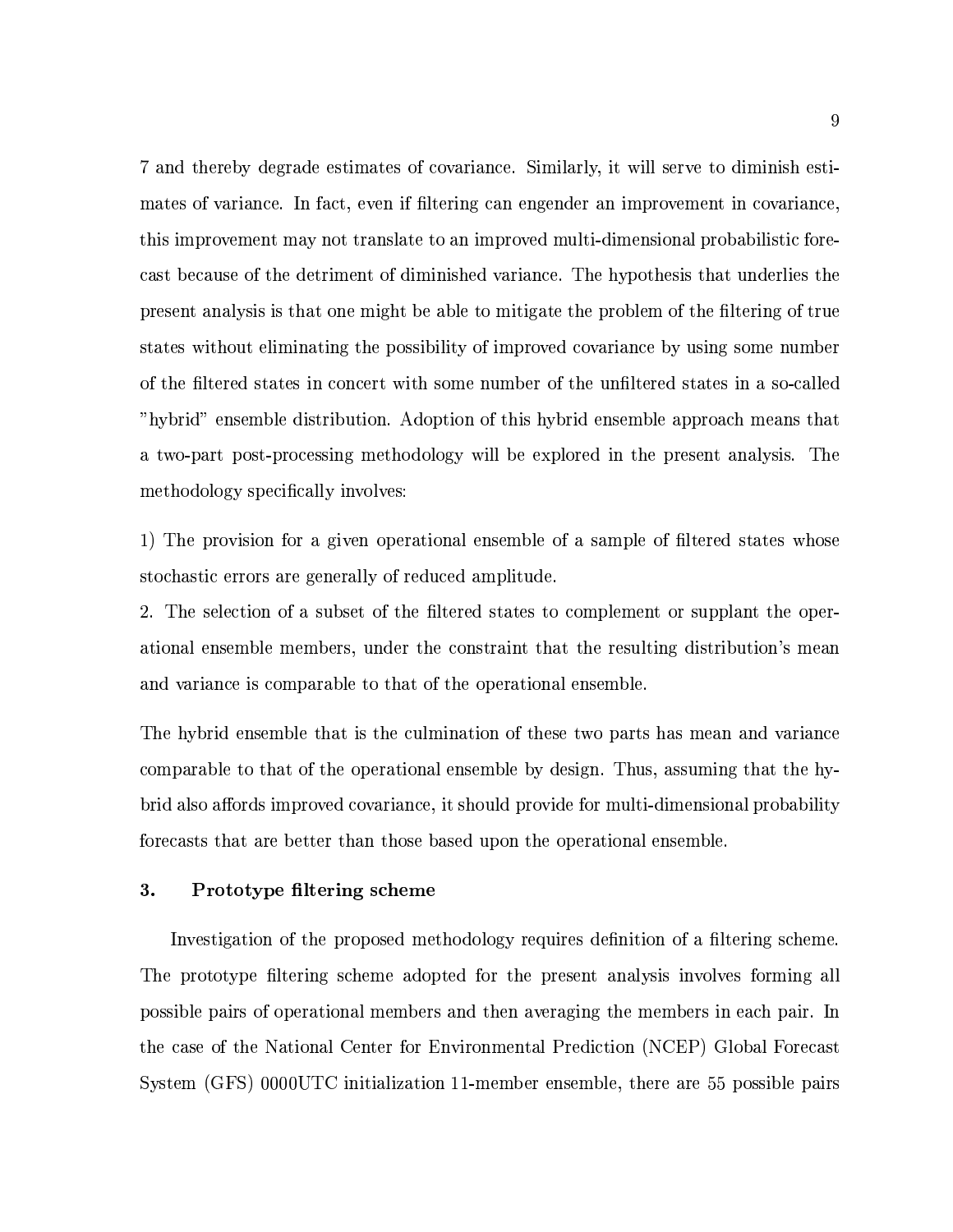7 and thereby degrade estimates of covariance. Similarly, it will serve to diminish estimates of variance. In fact, even if filtering can engender an improvement in covariance, this improvement may not translate to an improved multi-dimensional probabilistic forecast because of the detriment of diminished variance. The hypothesis that underlies the present analysis is that one might be able to mitigate the problem of the filtering of true states without eliminating the possibility of improved covariance by using some number of the filtered states in concert with some number of the unfiltered states in a so-called "hybrid" ensemble distribution. Adoption of this hybrid ensemble approach means that a two-part post-processing methodology will be explored in the present analysis. The methodology specifically involves:

1) The provision for a given operational ensemble of a sample of filtered states whose stochastic errors are generally of reduced amplitude.
2. The selection of a subset of the filtered states to complement or supplant the operational ensemble members, under the constraint that the resulting distribution's mean and variance is comparable to that of the operational ensemble.

The hybrid ensemble that is the culmination of these two parts has mean and variance comparable to that of the operational ensemble by design. Thus, assuming that the hybrid also affords improved covariance, it should provide for multi-dimensional probability forecasts that are better than those based upon the operational ensemble.

## 3. Prototype filtering scheme

Investigation of the proposed methodology requires definition of a filtering scheme. The prototype filtering scheme adopted for the present analysis involves forming all possible pairs of operational members and then averaging the members in each pair. In the case of the National Center for Environmental Prediction (NCEP) Global Forecast System (GFS) 0000UTC initialization 11-member ensemble, there are 55 possible pairs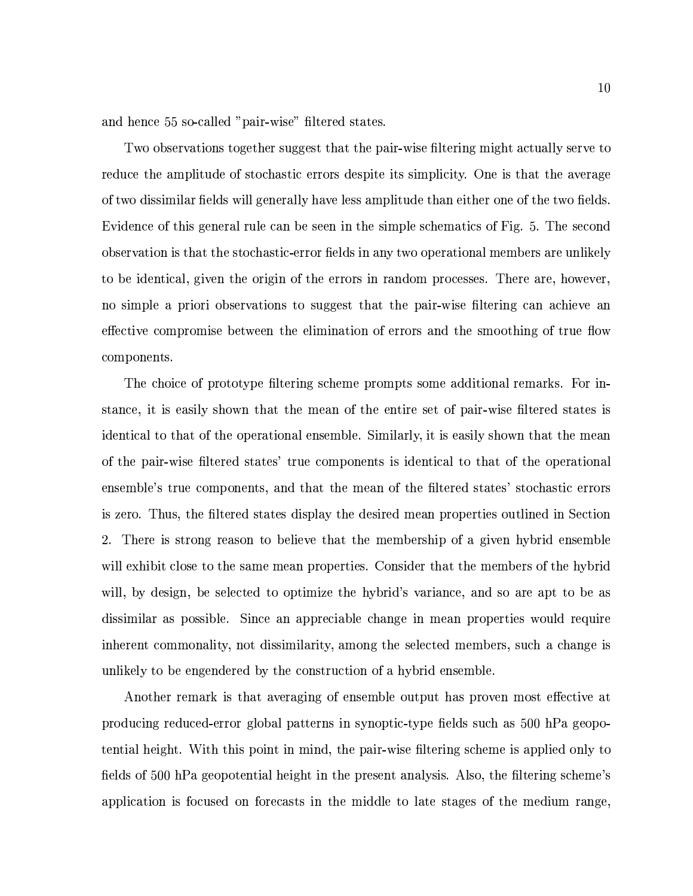and hence 55 so-called "pair-wise" filtered states.

Two observations together suggest that the pair-wise filtering might actually serve to reduce the amplitude of stochastic errors despite its simplicity. One is that the average of two dissimilar fields will generally have less amplitude than either one of the two fields. Evidence of this general rule can be seen in the simple schematics of Fig. 5. The second observation is that the stochastic-error fields in any two operational members are unlikely to be identical, given the origin of the errors in random processes. There are, however, no simple a priori observations to suggest that the pair-wise filtering can achieve an effective compromise between the elimination of errors and the smoothing of true flow components.

The choice of prototype filtering scheme prompts some additional remarks. For instance, it is easily shown that the mean of the entire set of pair-wise filtered states is identical to that of the operational ensemble. Similarly, it is easily shown that the mean of the pair-wise filtered states' true components is identical to that of the operational ensemble's true components, and that the mean of the filtered states' stochastic errors is zero. Thus, the filtered states display the desired mean properties outlined in Section 2. There is strong reason to believe that the membership of a given hybrid ensemble will exhibit close to the same mean properties. Consider that the members of the hybrid will, by design, be selected to optimize the hybrid's variance, and so are apt to be as dissimilar as possible. Since an appreciable change in mean properties would require inherent commonality, not dissimilarity, among the selected members, such a change is unlikely to be engendered by the construction of a hybrid ensemble.

Another remark is that averaging of ensemble output has proven most effective at producing reduced-error global patterns in synoptic-type fields such as 500 hPa geopotential height. With this point in mind, the pair-wise filtering scheme is applied only to fields of 500 hPa geopotential height in the present analysis. Also, the filtering scheme's application is focused on forecasts in the middle to late stages of the medium range,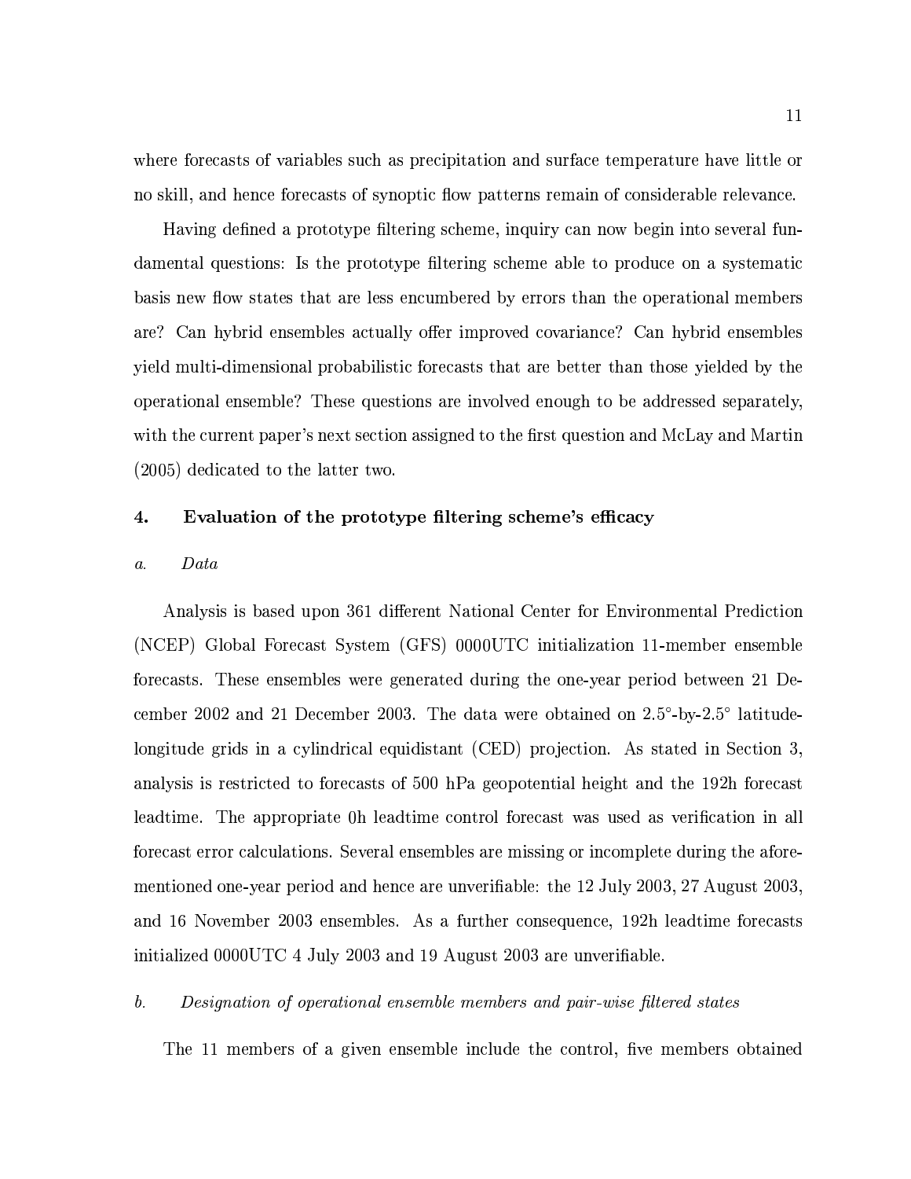where forecasts of variables such as precipitation and surface temperature have little or no skill, and hence forecasts of synoptic flow patterns remain of considerable relevance.

Having defined a prototype filtering scheme, inquiry can now begin into several fundamental questions: Is the prototype filtering scheme able to produce on a systematic basis new flow states that are less encumbered by errors than the operational members are? Can hybrid ensembles actually offer improved covariance? Can hybrid ensembles yield multi-dimensional probabilistic forecasts that are better than those yielded by the operational ensemble? These questions are involved enough to be addressed separately, with the current paper's next section assigned to the first question and McLay and Martin (2005) dedicated to the latter two.

## 4. Evaluation of the prototype filtering scheme's efficacy

### *a. Data*

Analysis is based upon 361 different National Center for Environmental Prediction (NCEP) Global Forecast System (GFS) 0000UTC initialization 11-member ensemble forecasts. These ensembles were generated during the one-year period between 21 December 2002 and 21 December 2003. The data were obtained on 2.5°-by-2.5° latitude-longitude grids in a cylindrical equidistant (CED) projection. As stated in Section 3, analysis is restricted to forecasts of 500 hPa geopotential height and the 192h forecast leadtime. The appropriate 0h leadtime control forecast was used as verification in all forecast error calculations. Several ensembles are missing or incomplete during the aforementioned one-year period and hence are unverifiable: the 12 July 2003, 27 August 2003, and 16 November 2003 ensembles. As a further consequence, 192h leadtime forecasts initialized 0000UTC 4 July 2003 and 19 August 2003 are unverifiable.

### *b. Designation of operational ensemble members and pair-wise filtered states*

The 11 members of a given ensemble include the control, five members obtained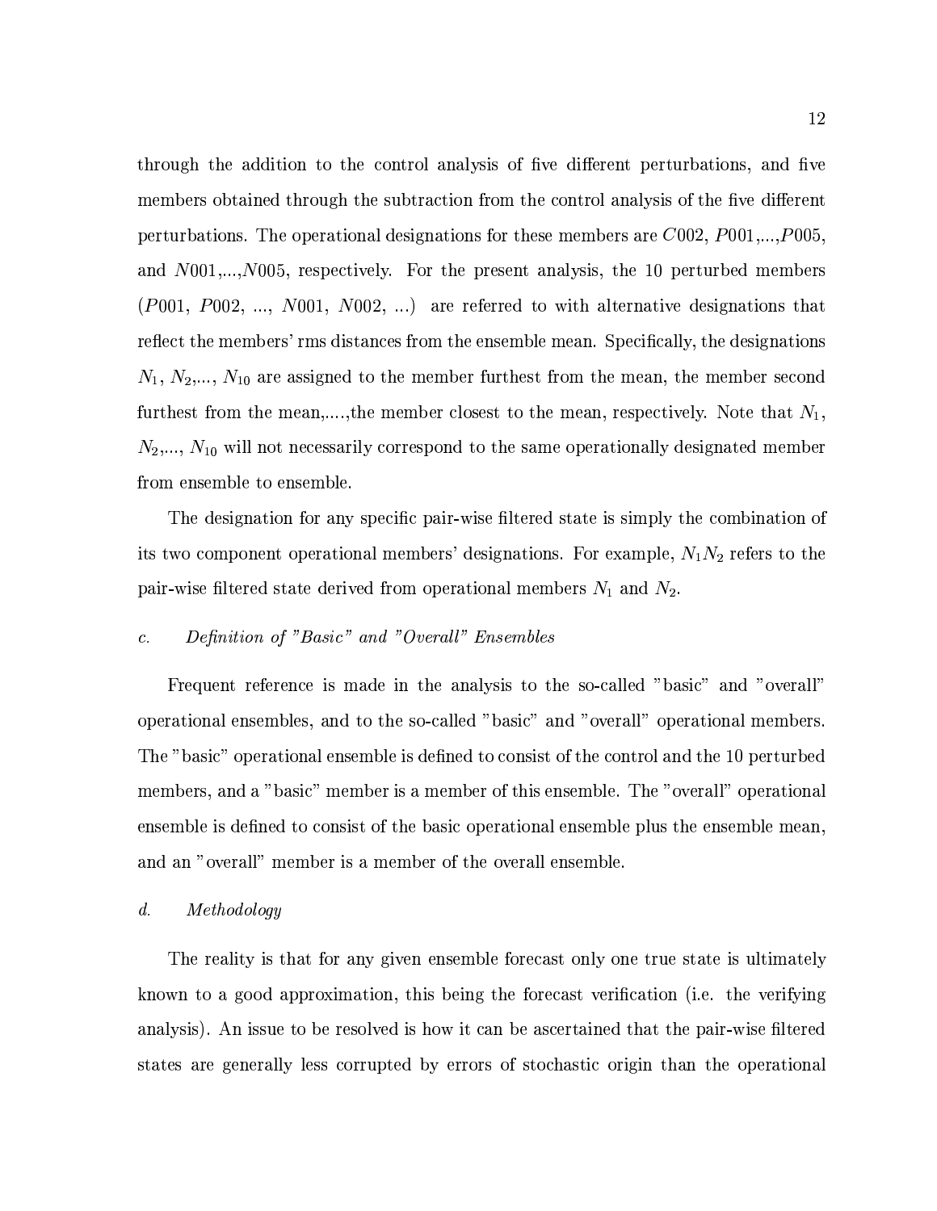through the addition to the control analysis of five different perturbations, and five members obtained through the subtraction from the control analysis of the five different perturbations. The operational designations for these members are $C002$, $P001$,...,$P005$, and $N001$,...,$N005$, respectively. For the present analysis, the 10 perturbed members ($P001$, $P002$, ..., $N001$, $N002$, ...) are referred to with alternative designations that reflect the members' rms distances from the ensemble mean. Specifically, the designations $N_1$, $N_2$,..., $N_{10}$ are assigned to the member furthest from the mean, the member second furthest from the mean,....,the member closest to the mean, respectively. Note that $N_1$, $N_2$,..., $N_{10}$ will not necessarily correspond to the same operationally designated member from ensemble to ensemble.

The designation for any specific pair-wise filtered state is simply the combination of its two component operational members' designations. For example, $N_1N_2$ refers to the pair-wise filtered state derived from operational members $N_1$ and $N_2$.

### *c. Definition of "Basic" and "Overall" Ensembles*

Frequent reference is made in the analysis to the so-called "basic" and "overall" operational ensembles, and to the so-called "basic" and "overall" operational members. The "basic" operational ensemble is defined to consist of the control and the 10 perturbed members, and a "basic" member is a member of this ensemble. The "overall" operational ensemble is defined to consist of the basic operational ensemble plus the ensemble mean, and an "overall" member is a member of the overall ensemble.

### *d. Methodology*

The reality is that for any given ensemble forecast only one true state is ultimately known to a good approximation, this being the forecast verification (i.e. the verifying analysis). An issue to be resolved is how it can be ascertained that the pair-wise filtered states are generally less corrupted by errors of stochastic origin than the operational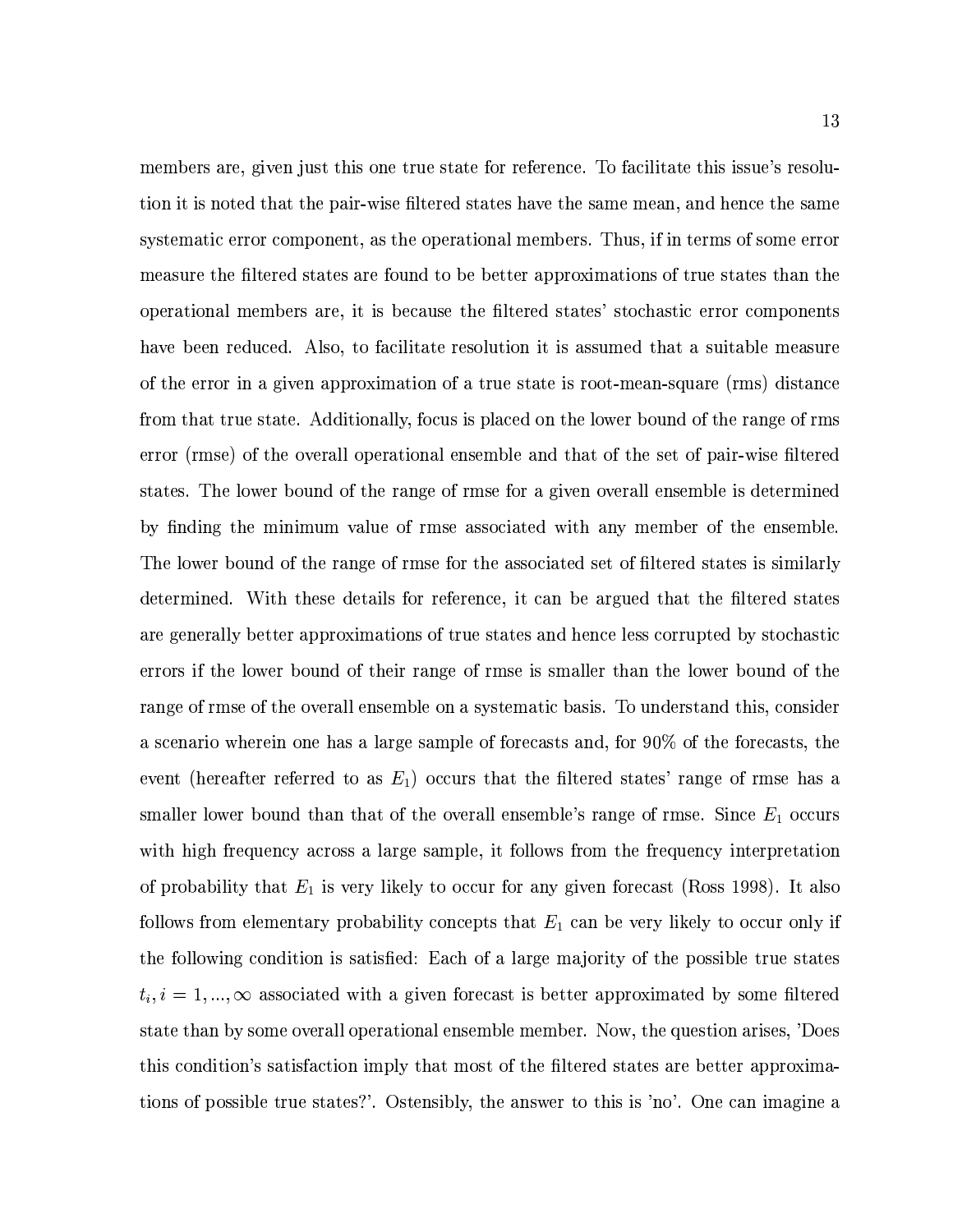members are, given just this one true state for reference. To facilitate this issue's resolution it is noted that the pair-wise filtered states have the same mean, and hence the same systematic error component, as the operational members. Thus, if in terms of some error measure the filtered states are found to be better approximations of true states than the operational members are, it is because the filtered states' stochastic error components have been reduced. Also, to facilitate resolution it is assumed that a suitable measure of the error in a given approximation of a true state is root-mean-square (rms) distance from that true state. Additionally, focus is placed on the lower bound of the range of rms error (rmse) of the overall operational ensemble and that of the set of pair-wise filtered states. The lower bound of the range of rmse for a given overall ensemble is determined by finding the minimum value of rmse associated with any member of the ensemble. The lower bound of the range of rmse for the associated set of filtered states is similarly determined. With these details for reference, it can be argued that the filtered states are generally better approximations of true states and hence less corrupted by stochastic errors if the lower bound of their range of rmse is smaller than the lower bound of the range of rmse of the overall ensemble on a systematic basis. To understand this, consider a scenario wherein one has a large sample of forecasts and, for 90% of the forecasts, the event (hereafter referred to as $E_1$) occurs that the filtered states' range of rmse has a smaller lower bound than that of the overall ensemble's range of rmse. Since $E_1$ occurs with high frequency across a large sample, it follows from the frequency interpretation of probability that $E_1$ is very likely to occur for any given forecast (Ross 1998). It also follows from elementary probability concepts that $E_1$ can be very likely to occur only if the following condition is satisfied: Each of a large majority of the possible true states $t_i, i = 1, ..., \infty$ associated with a given forecast is better approximated by some filtered state than by some overall operational ensemble member. Now, the question arises, 'Does this condition's satisfaction imply that most of the filtered states are better approximations of possible true states?'. Ostensibly, the answer to this is 'no'. One can imagine a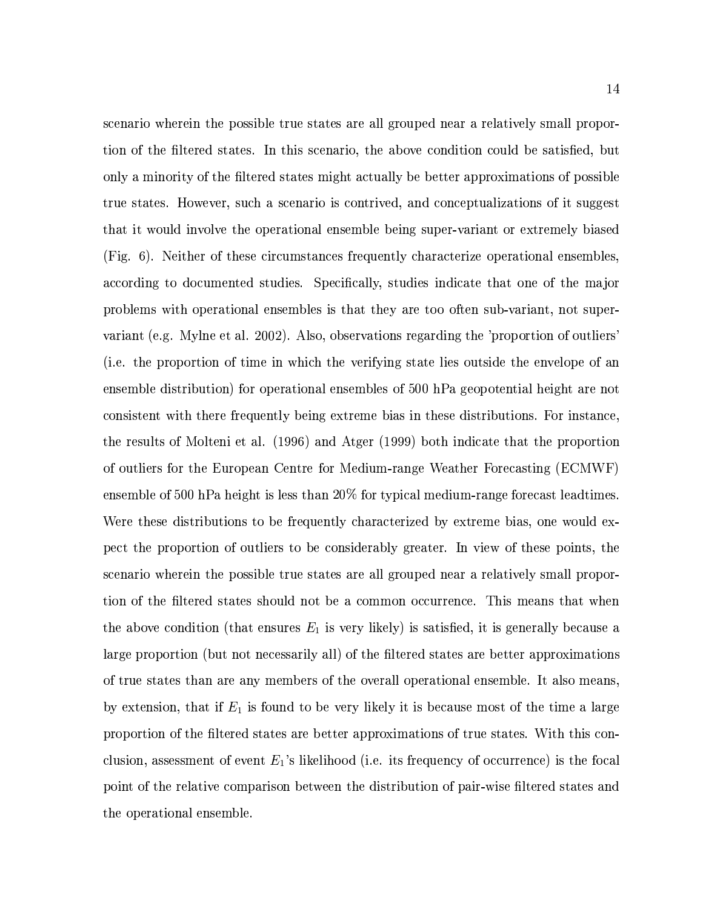scenario wherein the possible true states are all grouped near a relatively small proportion of the filtered states. In this scenario, the above condition could be satisfied, but only a minority of the filtered states might actually be better approximations of possible true states. However, such a scenario is contrived, and conceptualizations of it suggest that it would involve the operational ensemble being super-variant or extremely biased (Fig. 6). Neither of these circumstances frequently characterize operational ensembles, according to documented studies. Specifically, studies indicate that one of the major problems with operational ensembles is that they are too often sub-variant, not super-variant (e.g. Mylne et al. 2002). Also, observations regarding the 'proportion of outliers' (i.e. the proportion of time in which the verifying state lies outside the envelope of an ensemble distribution) for operational ensembles of 500 hPa geopotential height are not consistent with there frequently being extreme bias in these distributions. For instance, the results of Molteni et al. (1996) and Atger (1999) both indicate that the proportion of outliers for the European Centre for Medium-range Weather Forecasting (ECMWF) ensemble of 500 hPa height is less than 20% for typical medium-range forecast leadtimes. Were these distributions to be frequently characterized by extreme bias, one would expect the proportion of outliers to be considerably greater. In view of these points, the scenario wherein the possible true states are all grouped near a relatively small proportion of the filtered states should not be a common occurrence. This means that when the above condition (that ensures $E_1$ is very likely) is satisfied, it is generally because a large proportion (but not necessarily all) of the filtered states are better approximations of true states than are any members of the overall operational ensemble. It also means, by extension, that if $E_1$ is found to be very likely it is because most of the time a large proportion of the filtered states are better approximations of true states. With this conclusion, assessment of event $E_1$'s likelihood (i.e. its frequency of occurrence) is the focal point of the relative comparison between the distribution of pair-wise filtered states and the operational ensemble.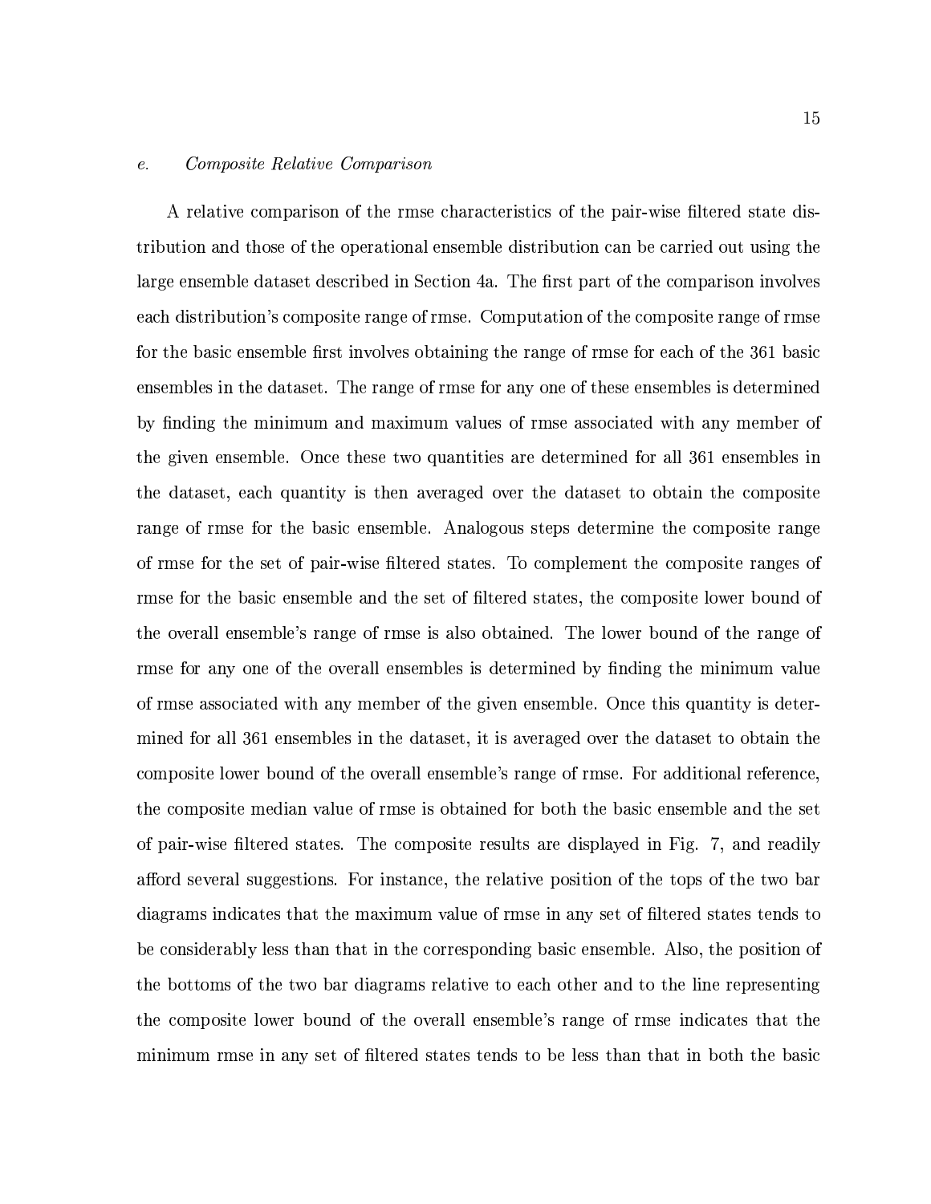### *e. Composite Relative Comparison*

A relative comparison of the rmse characteristics of the pair-wise filtered state distribution and those of the operational ensemble distribution can be carried out using the large ensemble dataset described in Section 4a. The first part of the comparison involves each distribution's composite range of rmse. Computation of the composite range of rmse for the basic ensemble first involves obtaining the range of rmse for each of the 361 basic ensembles in the dataset. The range of rmse for any one of these ensembles is determined by finding the minimum and maximum values of rmse associated with any member of the given ensemble. Once these two quantities are determined for all 361 ensembles in the dataset, each quantity is then averaged over the dataset to obtain the composite range of rmse for the basic ensemble. Analogous steps determine the composite range of rmse for the set of pair-wise filtered states. To complement the composite ranges of rmse for the basic ensemble and the set of filtered states, the composite lower bound of the overall ensemble's range of rmse is also obtained. The lower bound of the range of rmse for any one of the overall ensembles is determined by finding the minimum value of rmse associated with any member of the given ensemble. Once this quantity is determined for all 361 ensembles in the dataset, it is averaged over the dataset to obtain the composite lower bound of the overall ensemble's range of rmse. For additional reference, the composite median value of rmse is obtained for both the basic ensemble and the set of pair-wise filtered states. The composite results are displayed in Fig. 7, and readily afford several suggestions. For instance, the relative position of the tops of the two bar diagrams indicates that the maximum value of rmse in any set of filtered states tends to be considerably less than that in the corresponding basic ensemble. Also, the position of the bottoms of the two bar diagrams relative to each other and to the line representing the composite lower bound of the overall ensemble's range of rmse indicates that the minimum rmse in any set of filtered states tends to be less than that in both the basic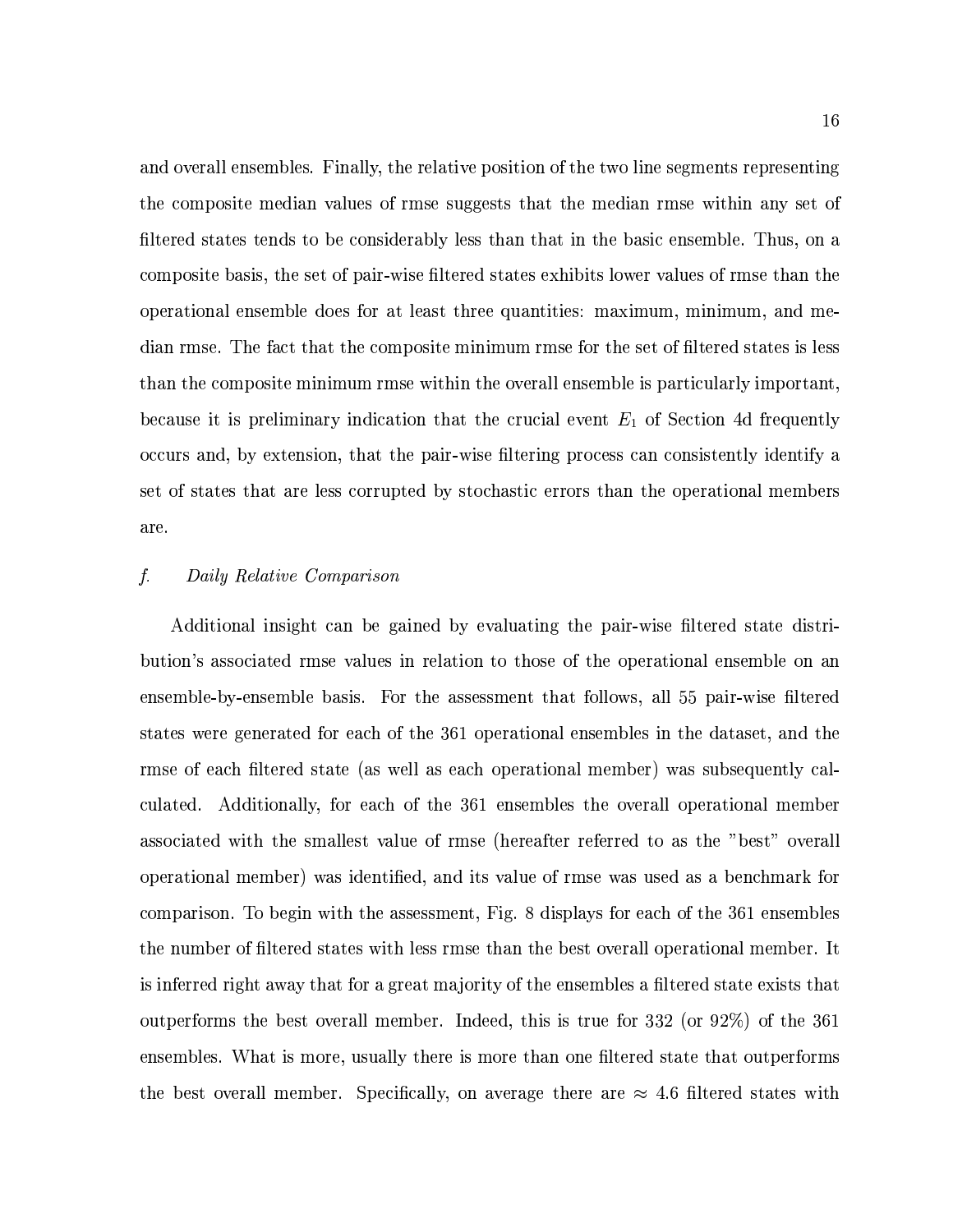and overall ensembles. Finally, the relative position of the two line segments representing the composite median values of rmse suggests that the median rmse within any set of filtered states tends to be considerably less than that in the basic ensemble. Thus, on a composite basis, the set of pair-wise filtered states exhibits lower values of rmse than the operational ensemble does for at least three quantities: maximum, minimum, and median rmse. The fact that the composite minimum rmse for the set of filtered states is less than the composite minimum rmse within the overall ensemble is particularly important, because it is preliminary indication that the crucial event $E_1$ of Section 4d frequently occurs and, by extension, that the pair-wise filtering process can consistently identify a set of states that are less corrupted by stochastic errors than the operational members are.

### *f. Daily Relative Comparison*

Additional insight can be gained by evaluating the pair-wise filtered state distribution's associated rmse values in relation to those of the operational ensemble on an ensemble-by-ensemble basis. For the assessment that follows, all 55 pair-wise filtered states were generated for each of the 361 operational ensembles in the dataset, and the rmse of each filtered state (as well as each operational member) was subsequently calculated. Additionally, for each of the 361 ensembles the overall operational member associated with the smallest value of rmse (hereafter referred to as the "best" overall operational member) was identified, and its value of rmse was used as a benchmark for comparison. To begin with the assessment, Fig. 8 displays for each of the 361 ensembles the number of filtered states with less rmse than the best overall operational member. It is inferred right away that for a great majority of the ensembles a filtered state exists that outperforms the best overall member. Indeed, this is true for 332 (or 92%) of the 361 ensembles. What is more, usually there is more than one filtered state that outperforms the best overall member. Specifically, on average there are $\approx$ 4.6 filtered states with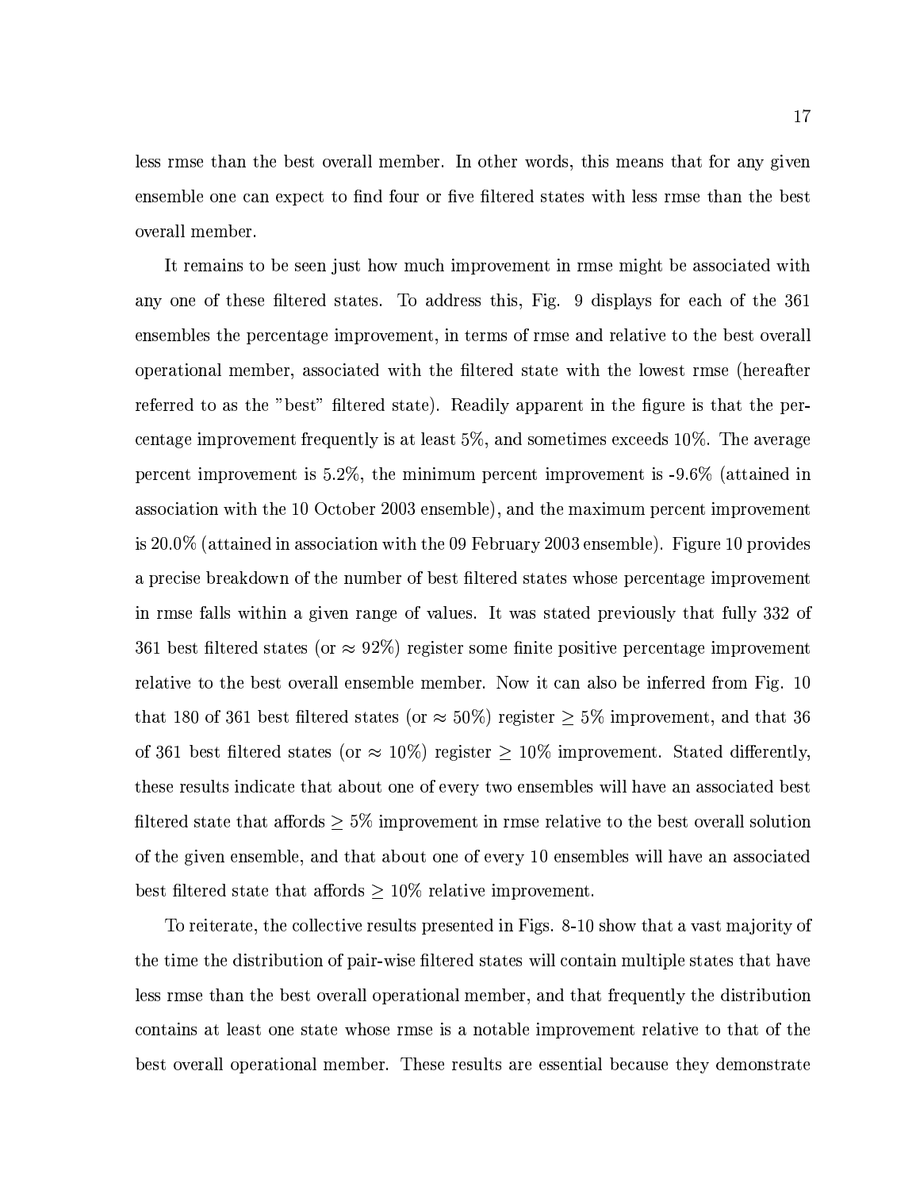less rmse than the best overall member. In other words, this means that for any given ensemble one can expect to find four or five filtered states with less rmse than the best overall member.

It remains to be seen just how much improvement in rmse might be associated with any one of these filtered states. To address this, Fig. 9 displays for each of the 361 ensembles the percentage improvement, in terms of rmse and relative to the best overall operational member, associated with the filtered state with the lowest rmse (hereafter referred to as the "best" filtered state). Readily apparent in the figure is that the percentage improvement frequently is at least 5%, and sometimes exceeds 10%. The average percent improvement is 5.2%, the minimum percent improvement is -9.6% (attained in association with the 10 October 2003 ensemble), and the maximum percent improvement is 20.0% (attained in association with the 09 February 2003 ensemble). Figure 10 provides a precise breakdown of the number of best filtered states whose percentage improvement in rmse falls within a given range of values. It was stated previously that fully 332 of 361 best filtered states (or $\approx$ 92%) register some finite positive percentage improvement relative to the best overall ensemble member. Now it can also be inferred from Fig. 10 that 180 of 361 best filtered states (or $\approx$ 50%) register $\geq$ 5% improvement, and that 36 of 361 best filtered states (or $\approx$ 10%) register $\geq$ 10% improvement. Stated differently, these results indicate that about one of every two ensembles will have an associated best filtered state that affords $\geq$ 5% improvement in rmse relative to the best overall solution of the given ensemble, and that about one of every 10 ensembles will have an associated best filtered state that affords $\geq$ 10% relative improvement.

To reiterate, the collective results presented in Figs. 8-10 show that a vast majority of the time the distribution of pair-wise filtered states will contain multiple states that have less rmse than the best overall operational member, and that frequently the distribution contains at least one state whose rmse is a notable improvement relative to that of the best overall operational member. These results are essential because they demonstrate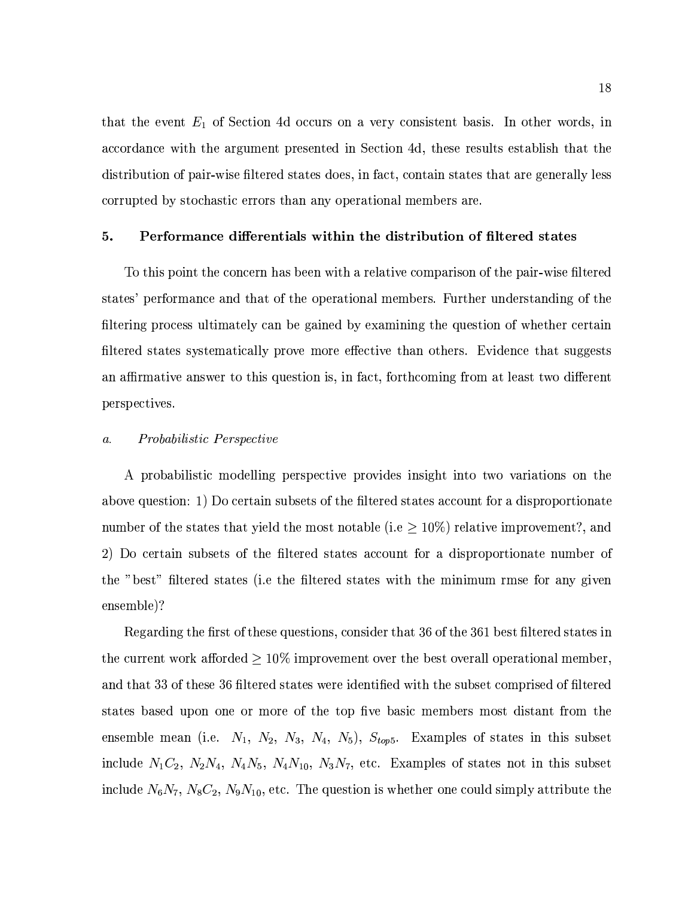that the event $E_1$ of Section 4d occurs on a very consistent basis. In other words, in accordance with the argument presented in Section 4d, these results establish that the distribution of pair-wise filtered states does, in fact, contain states that are generally less corrupted by stochastic errors than any operational members are.

## 5. Performance differentials within the distribution of filtered states

To this point the concern has been with a relative comparison of the pair-wise filtered states' performance and that of the operational members. Further understanding of the filtering process ultimately can be gained by examining the question of whether certain filtered states systematically prove more effective than others. Evidence that suggests an affirmative answer to this question is, in fact, forthcoming from at least two different perspectives.

### *a. Probabilistic Perspective*

A probabilistic modelling perspective provides insight into two variations on the above question: 1) Do certain subsets of the filtered states account for a disproportionate number of the states that yield the most notable (i.e $\geq 10\%$) relative improvement?, and 2) Do certain subsets of the filtered states account for a disproportionate number of the "best" filtered states (i.e the filtered states with the minimum rmse for any given ensemble)?

Regarding the first of these questions, consider that 36 of the 361 best filtered states in the current work afforded $\geq 10\%$ improvement over the best overall operational member, and that 33 of these 36 filtered states were identified with the subset comprised of filtered states based upon one or more of the top five basic members most distant from the ensemble mean (i.e. $N_1$, $N_2$, $N_3$, $N_4$, $N_5$), $S_{top5}$. Examples of states in this subset include $N_1C_2$, $N_2N_4$, $N_4N_5$, $N_4N_{10}$, $N_3N_7$, etc. Examples of states not in this subset include $N_6N_7$, $N_8C_2$, $N_9N_{10}$, etc. The question is whether one could simply attribute the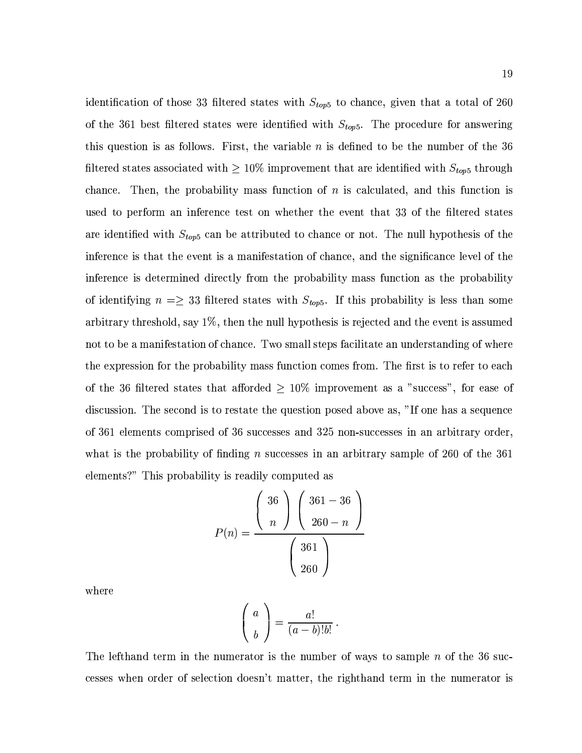identification of those 33 filtered states with $S_{top5}$ to chance, given that a total of 260 of the 361 best filtered states were identified with $S_{top5}$. The procedure for answering this question is as follows. First, the variable $n$ is defined to be the number of the 36 filtered states associated with $\geq 10\%$ improvement that are identified with $S_{top5}$ through chance. Then, the probability mass function of $n$ is calculated, and this function is used to perform an inference test on whether the event that 33 of the filtered states are identified with $S_{top5}$ can be attributed to chance or not. The null hypothesis of the inference is that the event is a manifestation of chance, and the significance level of the inference is determined directly from the probability mass function as the probability of identifying $n =\geq 33$ filtered states with $S_{top5}$. If this probability is less than some arbitrary threshold, say 1%, then the null hypothesis is rejected and the event is assumed not to be a manifestation of chance. Two small steps facilitate an understanding of where the expression for the probability mass function comes from. The first is to refer to each of the 36 filtered states that afforded $\geq 10\%$ improvement as a "success", for ease of discussion. The second is to restate the question posed above as, "If one has a sequence of 361 elements comprised of 36 successes and 325 non-successes in an arbitrary order, what is the probability of finding $n$ successes in an arbitrary sample of 260 of the 361 elements?" This probability is readily computed as

$$P(n) = \frac{\begin{pmatrix} 36 \\ n \end{pmatrix} \begin{pmatrix} 361 - 36 \\ 260 - n \end{pmatrix}}{\begin{pmatrix} 361 \\ 260 \end{pmatrix}}$$

where

$$\begin{pmatrix} a \\ b \end{pmatrix} = \frac{a!}{(a-b)!b!} \, .$$

The lefthand term in the numerator is the number of ways to sample $n$ of the 36 successes when order of selection doesn't matter, the righthand term in the numerator is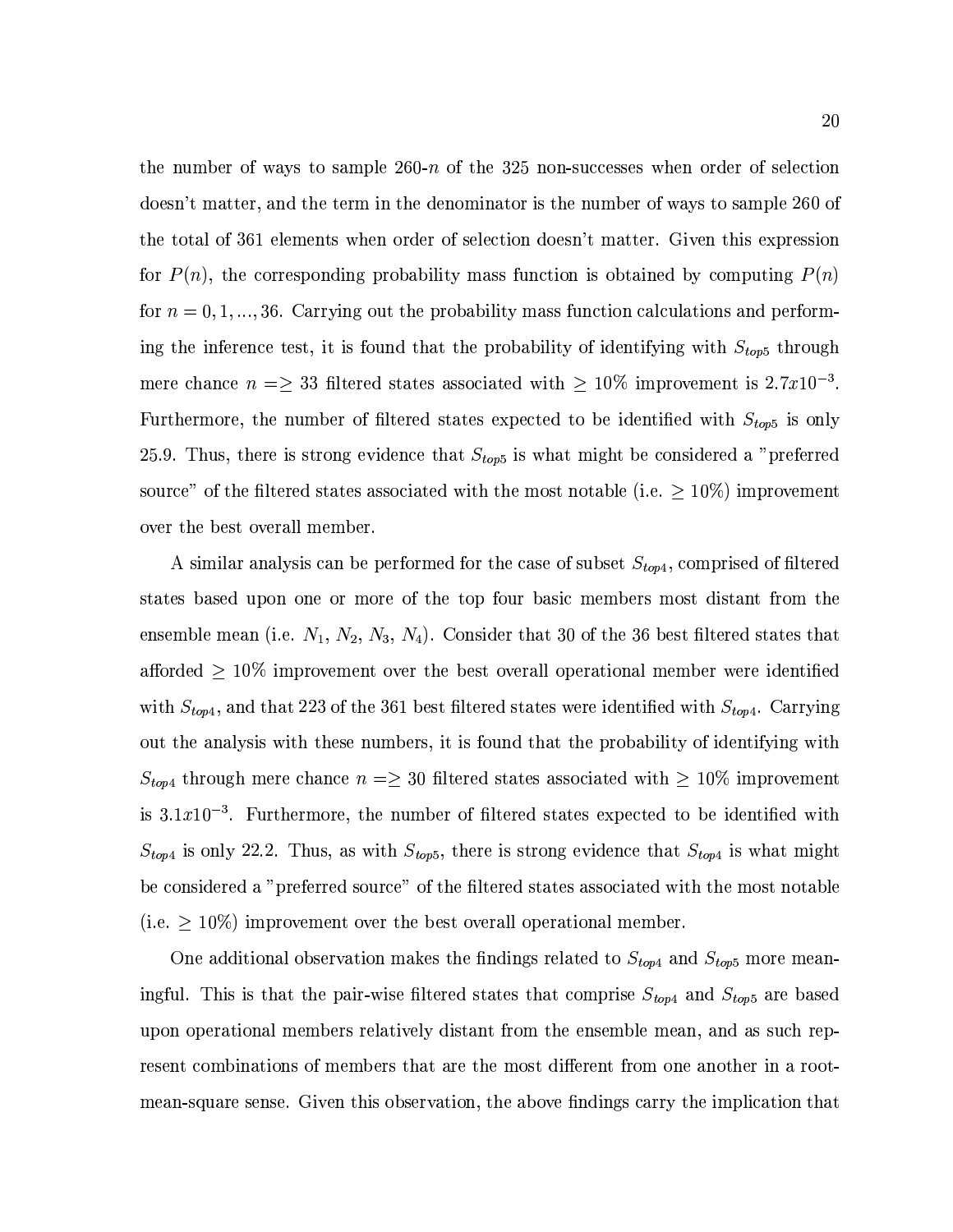the number of ways to sample 260-$n$ of the 325 non-successes when order of selection doesn't matter, and the term in the denominator is the number of ways to sample 260 of the total of 361 elements when order of selection doesn't matter. Given this expression for $P(n)$, the corresponding probability mass function is obtained by computing $P(n)$ for $n = 0, 1, ..., 36$. Carrying out the probability mass function calculations and performing the inference test, it is found that the probability of identifying with $S_{top5}$ through mere chance $n =\geq 33$ filtered states associated with $\geq 10\%$ improvement is $2.7x10^{-3}$. Furthermore, the number of filtered states expected to be identified with $S_{top5}$ is only 25.9. Thus, there is strong evidence that $S_{top5}$ is what might be considered a "preferred source" of the filtered states associated with the most notable (i.e. $\geq 10\%$) improvement over the best overall member.

A similar analysis can be performed for the case of subset $S_{top4}$, comprised of filtered states based upon one or more of the top four basic members most distant from the ensemble mean (i.e. $N_1$, $N_2$, $N_3$, $N_4$). Consider that 30 of the 36 best filtered states that afforded $\geq 10\%$ improvement over the best overall operational member were identified with $S_{top4}$, and that 223 of the 361 best filtered states were identified with $S_{top4}$. Carrying out the analysis with these numbers, it is found that the probability of identifying with $S_{top4}$ through mere chance $n =\geq 30$ filtered states associated with $\geq 10\%$ improvement is $3.1x10^{-3}$. Furthermore, the number of filtered states expected to be identified with $S_{top4}$ is only 22.2. Thus, as with $S_{top5}$, there is strong evidence that $S_{top4}$ is what might be considered a "preferred source" of the filtered states associated with the most notable (i.e. $\geq 10\%$) improvement over the best overall operational member.

One additional observation makes the findings related to $S_{top4}$ and $S_{top5}$ more meaningful. This is that the pair-wise filtered states that comprise $S_{top4}$ and $S_{top5}$ are based upon operational members relatively distant from the ensemble mean, and as such represent combinations of members that are the most different from one another in a root-mean-square sense. Given this observation, the above findings carry the implication that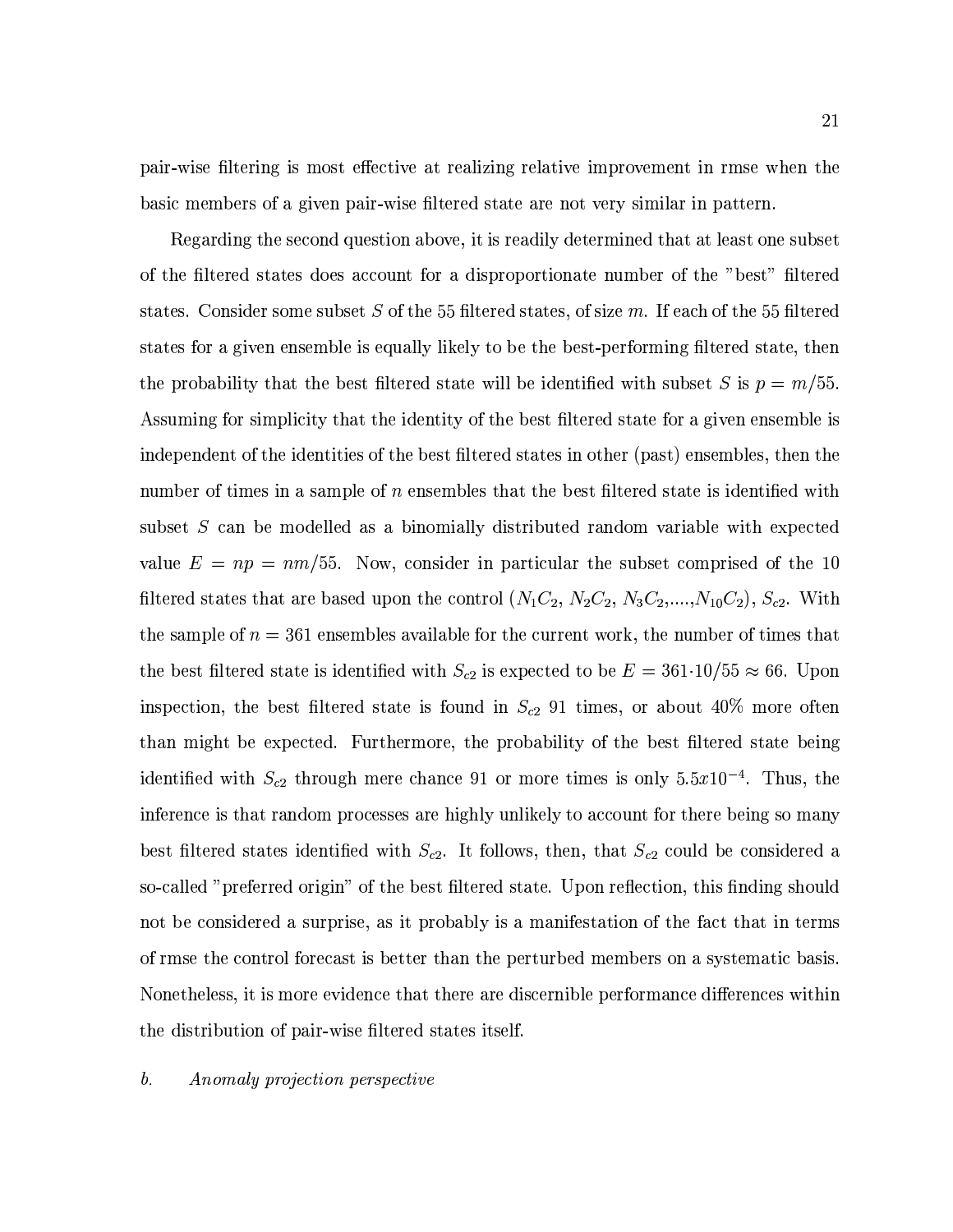pair-wise filtering is most effective at realizing relative improvement in rmse when the basic members of a given pair-wise filtered state are not very similar in pattern.

Regarding the second question above, it is readily determined that at least one subset of the filtered states does account for a disproportionate number of the "best" filtered states. Consider some subset $S$ of the 55 filtered states, of size $m$. If each of the 55 filtered states for a given ensemble is equally likely to be the best-performing filtered state, then the probability that the best filtered state will be identified with subset $S$ is $p = m/55$. Assuming for simplicity that the identity of the best filtered state for a given ensemble is independent of the identities of the best filtered states in other (past) ensembles, then the number of times in a sample of $n$ ensembles that the best filtered state is identified with subset $S$ can be modelled as a binomially distributed random variable with expected value $E = np = nm/55$. Now, consider in particular the subset comprised of the 10 filtered states that are based upon the control ($N_1C_2$, $N_2C_2$, $N_3C_2$,....,$N_{10}C_2$), $S_{c2}$. With the sample of $n = 361$ ensembles available for the current work, the number of times that the best filtered state is identified with $S_{c2}$ is expected to be $E = 361{\cdot}10/55 \approx 66$. Upon inspection, the best filtered state is found in $S_{c2}$ 91 times, or about 40% more often than might be expected. Furthermore, the probability of the best filtered state being identified with $S_{c2}$ through mere chance 91 or more times is only $5.5x10^{-4}$. Thus, the inference is that random processes are highly unlikely to account for there being so many best filtered states identified with $S_{c2}$. It follows, then, that $S_{c2}$ could be considered a so-called "preferred origin" of the best filtered state. Upon reflection, this finding should not be considered a surprise, as it probably is a manifestation of the fact that in terms of rmse the control forecast is better than the perturbed members on a systematic basis. Nonetheless, it is more evidence that there are discernible performance differences within the distribution of pair-wise filtered states itself.

### *b. Anomaly projection perspective*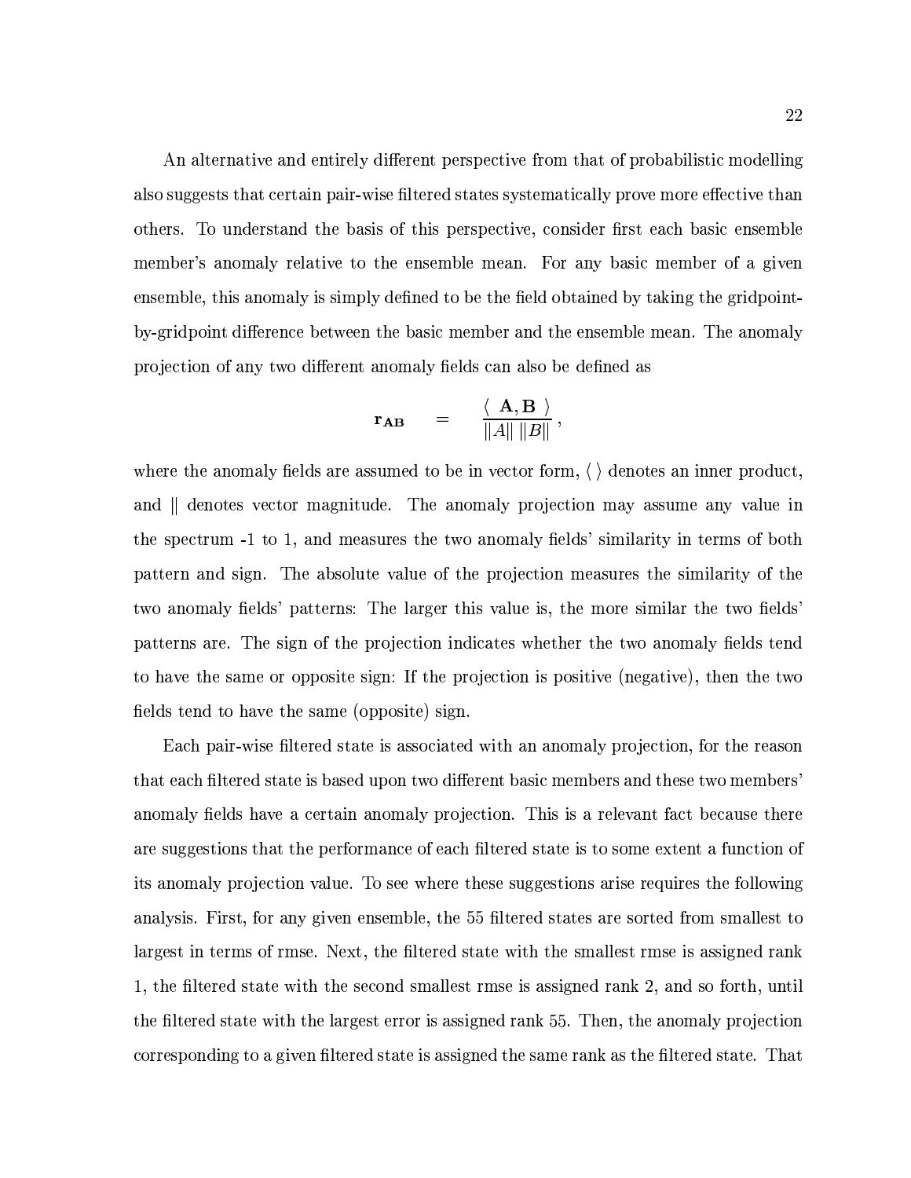An alternative and entirely different perspective from that of probabilistic modelling also suggests that certain pair-wise filtered states systematically prove more effective than others. To understand the basis of this perspective, consider first each basic ensemble member's anomaly relative to the ensemble mean. For any basic member of a given ensemble, this anomaly is simply defined to be the field obtained by taking the gridpoint-by-gridpoint difference between the basic member and the ensemble mean. The anomaly projection of any two different anomaly fields can also be defined as

$$\mathbf{r_{AB}} \quad = \quad \frac{\langle\ \mathbf{A}, \mathbf{B}\ \rangle}{\|A\|\ \|B\|},$$

where the anomaly fields are assumed to be in vector form, $\langle\ \rangle$ denotes an inner product, and $\|$ denotes vector magnitude. The anomaly projection may assume any value in the spectrum -1 to 1, and measures the two anomaly fields' similarity in terms of both pattern and sign. The absolute value of the projection measures the similarity of the two anomaly fields' patterns: The larger this value is, the more similar the two fields' patterns are. The sign of the projection indicates whether the two anomaly fields tend to have the same or opposite sign: If the projection is positive (negative), then the two fields tend to have the same (opposite) sign.

Each pair-wise filtered state is associated with an anomaly projection, for the reason that each filtered state is based upon two different basic members and these two members' anomaly fields have a certain anomaly projection. This is a relevant fact because there are suggestions that the performance of each filtered state is to some extent a function of its anomaly projection value. To see where these suggestions arise requires the following analysis. First, for any given ensemble, the 55 filtered states are sorted from smallest to largest in terms of rmse. Next, the filtered state with the smallest rmse is assigned rank 1, the filtered state with the second smallest rmse is assigned rank 2, and so forth, until the filtered state with the largest error is assigned rank 55. Then, the anomaly projection corresponding to a given filtered state is assigned the same rank as the filtered state. That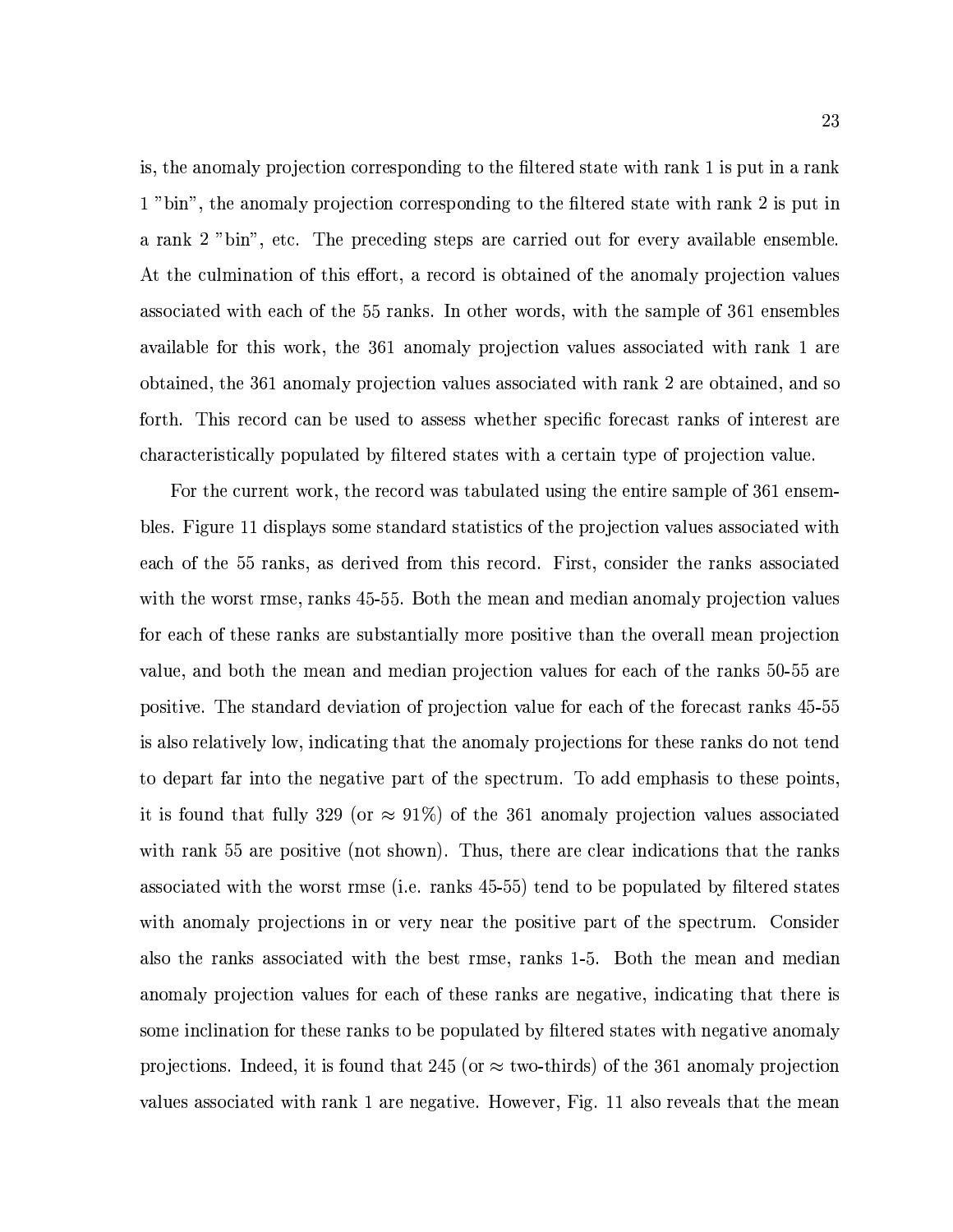is, the anomaly projection corresponding to the filtered state with rank 1 is put in a rank 1 "bin", the anomaly projection corresponding to the filtered state with rank 2 is put in a rank 2 "bin", etc. The preceding steps are carried out for every available ensemble. At the culmination of this effort, a record is obtained of the anomaly projection values associated with each of the 55 ranks. In other words, with the sample of 361 ensembles available for this work, the 361 anomaly projection values associated with rank 1 are obtained, the 361 anomaly projection values associated with rank 2 are obtained, and so forth. This record can be used to assess whether specific forecast ranks of interest are characteristically populated by filtered states with a certain type of projection value.

For the current work, the record was tabulated using the entire sample of 361 ensembles. Figure 11 displays some standard statistics of the projection values associated with each of the 55 ranks, as derived from this record. First, consider the ranks associated with the worst rmse, ranks 45-55. Both the mean and median anomaly projection values for each of these ranks are substantially more positive than the overall mean projection value, and both the mean and median projection values for each of the ranks 50-55 are positive. The standard deviation of projection value for each of the forecast ranks 45-55 is also relatively low, indicating that the anomaly projections for these ranks do not tend to depart far into the negative part of the spectrum. To add emphasis to these points, it is found that fully 329 (or $\approx 91\%$) of the 361 anomaly projection values associated with rank 55 are positive (not shown). Thus, there are clear indications that the ranks associated with the worst rmse (i.e. ranks 45-55) tend to be populated by filtered states with anomaly projections in or very near the positive part of the spectrum. Consider also the ranks associated with the best rmse, ranks 1-5. Both the mean and median anomaly projection values for each of these ranks are negative, indicating that there is some inclination for these ranks to be populated by filtered states with negative anomaly projections. Indeed, it is found that 245 (or $\approx$ two-thirds) of the 361 anomaly projection values associated with rank 1 are negative. However, Fig. 11 also reveals that the mean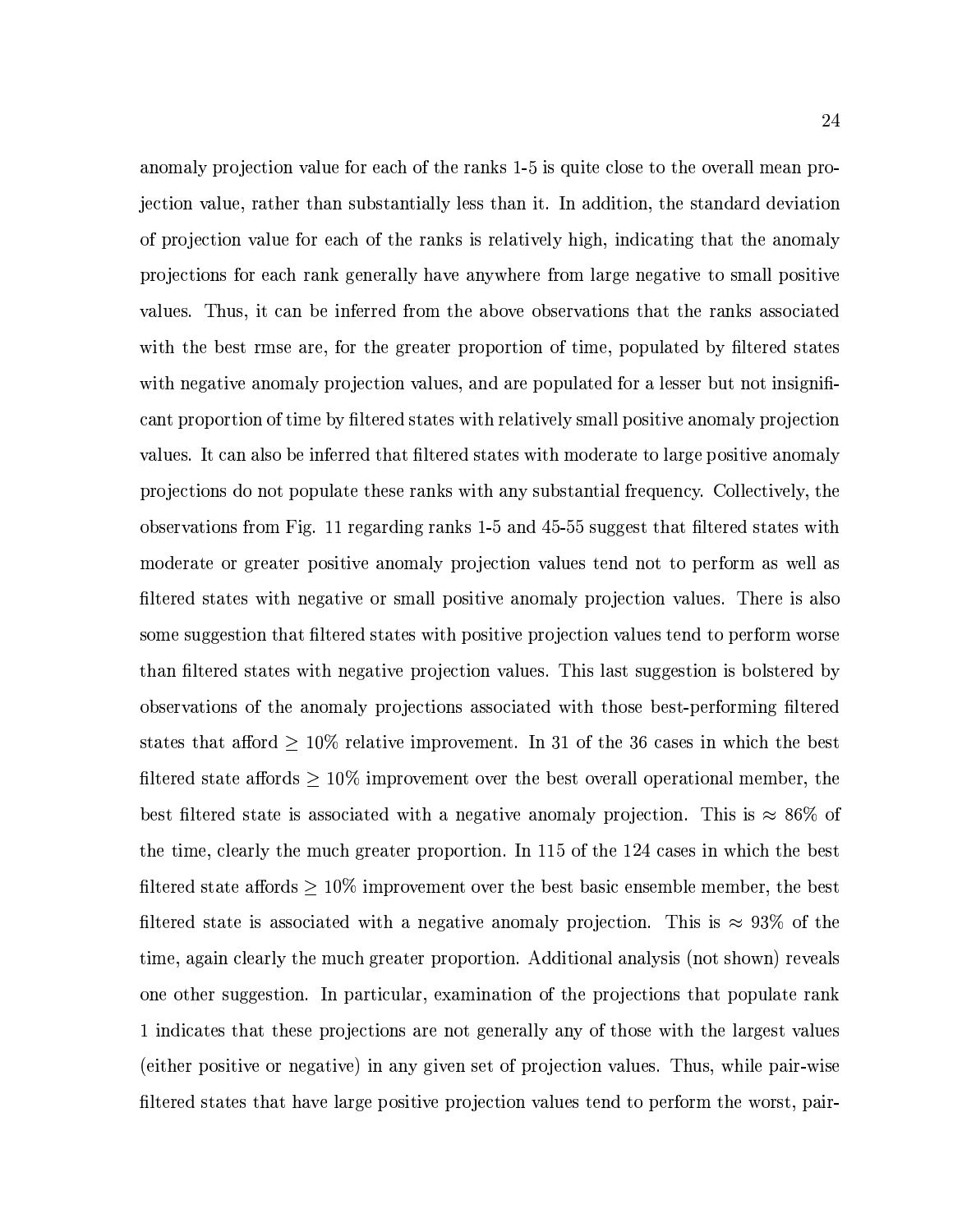anomaly projection value for each of the ranks 1-5 is quite close to the overall mean projection value, rather than substantially less than it. In addition, the standard deviation of projection value for each of the ranks is relatively high, indicating that the anomaly projections for each rank generally have anywhere from large negative to small positive values. Thus, it can be inferred from the above observations that the ranks associated with the best rmse are, for the greater proportion of time, populated by filtered states with negative anomaly projection values, and are populated for a lesser but not insignificant proportion of time by filtered states with relatively small positive anomaly projection values. It can also be inferred that filtered states with moderate to large positive anomaly projections do not populate these ranks with any substantial frequency. Collectively, the observations from Fig. 11 regarding ranks 1-5 and 45-55 suggest that filtered states with moderate or greater positive anomaly projection values tend not to perform as well as filtered states with negative or small positive anomaly projection values. There is also some suggestion that filtered states with positive projection values tend to perform worse than filtered states with negative projection values. This last suggestion is bolstered by observations of the anomaly projections associated with those best-performing filtered states that afford $\geq 10\%$ relative improvement. In 31 of the 36 cases in which the best filtered state affords $\geq 10\%$ improvement over the best overall operational member, the best filtered state is associated with a negative anomaly projection. This is $\approx 86\%$ of the time, clearly the much greater proportion. In 115 of the 124 cases in which the best filtered state affords $\geq 10\%$ improvement over the best basic ensemble member, the best filtered state is associated with a negative anomaly projection. This is $\approx 93\%$ of the time, again clearly the much greater proportion. Additional analysis (not shown) reveals one other suggestion. In particular, examination of the projections that populate rank 1 indicates that these projections are not generally any of those with the largest values (either positive or negative) in any given set of projection values. Thus, while pair-wise filtered states that have large positive projection values tend to perform the worst, pair-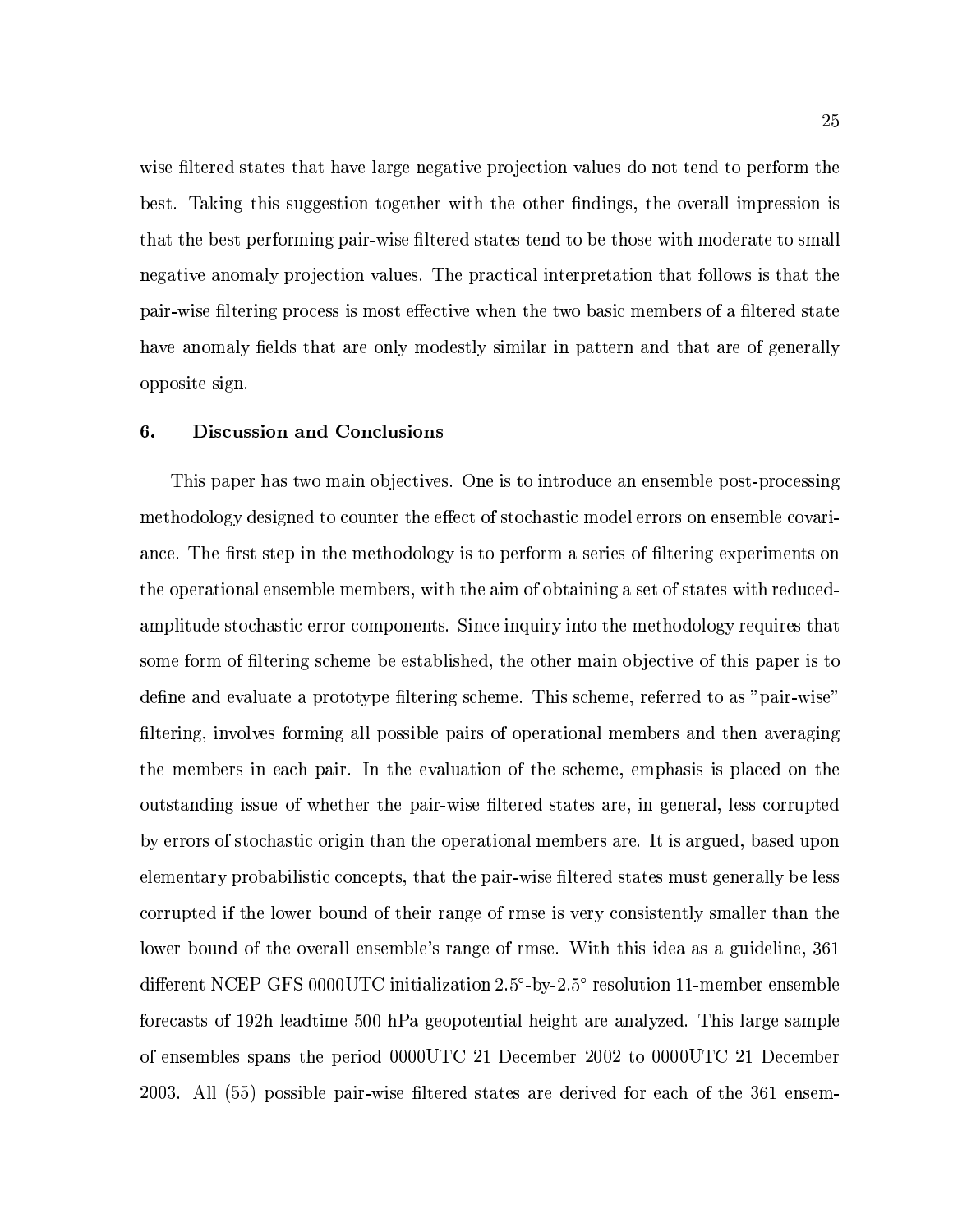wise filtered states that have large negative projection values do not tend to perform the best. Taking this suggestion together with the other findings, the overall impression is that the best performing pair-wise filtered states tend to be those with moderate to small negative anomaly projection values. The practical interpretation that follows is that the pair-wise filtering process is most effective when the two basic members of a filtered state have anomaly fields that are only modestly similar in pattern and that are of generally opposite sign.

## 6. Discussion and Conclusions

This paper has two main objectives. One is to introduce an ensemble post-processing methodology designed to counter the effect of stochastic model errors on ensemble covariance. The first step in the methodology is to perform a series of filtering experiments on the operational ensemble members, with the aim of obtaining a set of states with reduced-amplitude stochastic error components. Since inquiry into the methodology requires that some form of filtering scheme be established, the other main objective of this paper is to define and evaluate a prototype filtering scheme. This scheme, referred to as "pair-wise" filtering, involves forming all possible pairs of operational members and then averaging the members in each pair. In the evaluation of the scheme, emphasis is placed on the outstanding issue of whether the pair-wise filtered states are, in general, less corrupted by errors of stochastic origin than the operational members are. It is argued, based upon elementary probabilistic concepts, that the pair-wise filtered states must generally be less corrupted if the lower bound of their range of rmse is very consistently smaller than the lower bound of the overall ensemble's range of rmse. With this idea as a guideline, 361 different NCEP GFS 0000UTC initialization 2.5°-by-2.5° resolution 11-member ensemble forecasts of 192h leadtime 500 hPa geopotential height are analyzed. This large sample of ensembles spans the period 0000UTC 21 December 2002 to 0000UTC 21 December 2003. All (55) possible pair-wise filtered states are derived for each of the 361 ensem-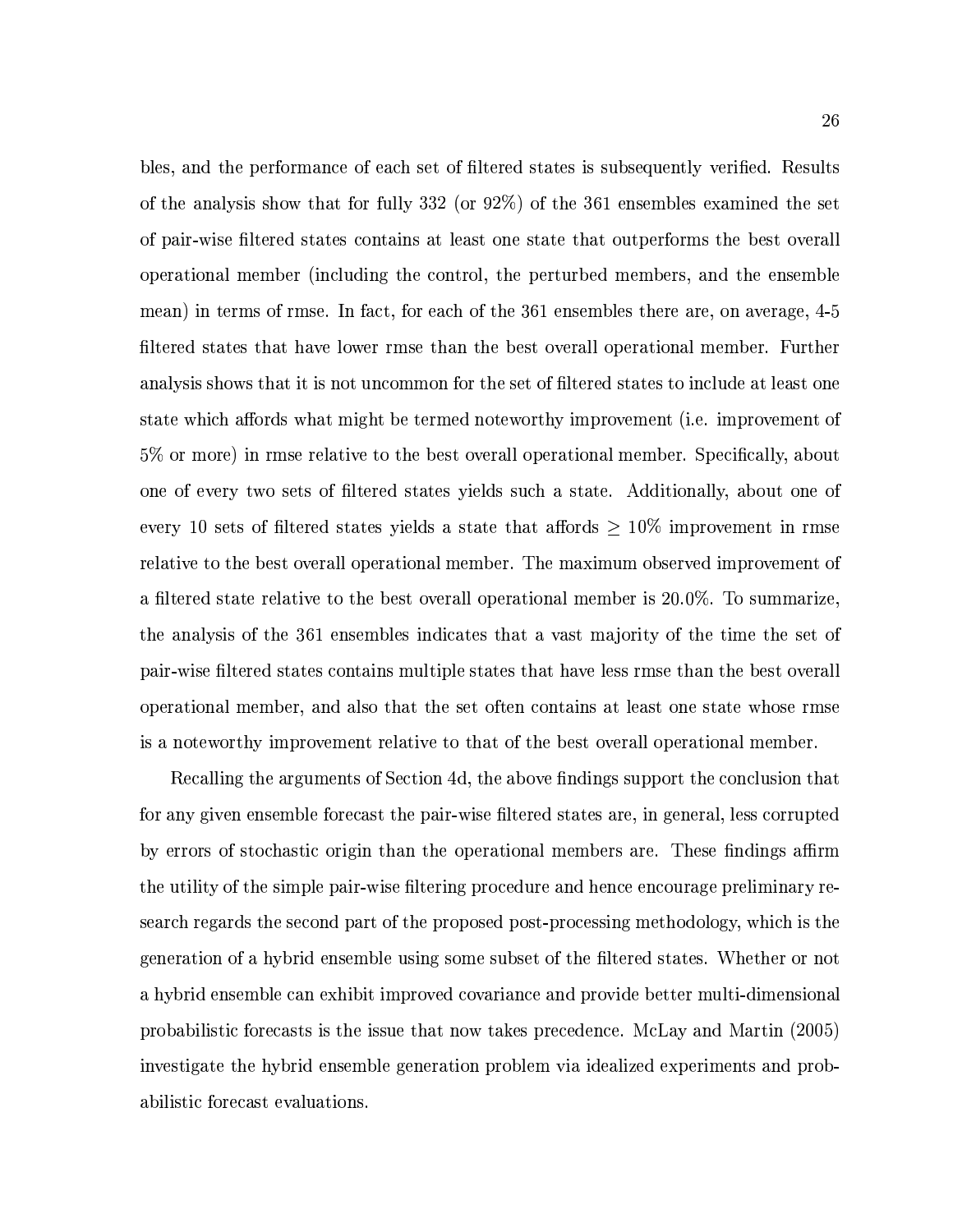bles, and the performance of each set of filtered states is subsequently verified. Results of the analysis show that for fully 332 (or 92%) of the 361 ensembles examined the set of pair-wise filtered states contains at least one state that outperforms the best overall operational member (including the control, the perturbed members, and the ensemble mean) in terms of rmse. In fact, for each of the 361 ensembles there are, on average, 4-5 filtered states that have lower rmse than the best overall operational member. Further analysis shows that it is not uncommon for the set of filtered states to include at least one state which affords what might be termed noteworthy improvement (i.e. improvement of 5% or more) in rmse relative to the best overall operational member. Specifically, about one of every two sets of filtered states yields such a state. Additionally, about one of every 10 sets of filtered states yields a state that affords $\geq 10\%$ improvement in rmse relative to the best overall operational member. The maximum observed improvement of a filtered state relative to the best overall operational member is 20.0%. To summarize, the analysis of the 361 ensembles indicates that a vast majority of the time the set of pair-wise filtered states contains multiple states that have less rmse than the best overall operational member, and also that the set often contains at least one state whose rmse is a noteworthy improvement relative to that of the best overall operational member.

Recalling the arguments of Section 4d, the above findings support the conclusion that for any given ensemble forecast the pair-wise filtered states are, in general, less corrupted by errors of stochastic origin than the operational members are. These findings affirm the utility of the simple pair-wise filtering procedure and hence encourage preliminary research regards the second part of the proposed post-processing methodology, which is the generation of a hybrid ensemble using some subset of the filtered states. Whether or not a hybrid ensemble can exhibit improved covariance and provide better multi-dimensional probabilistic forecasts is the issue that now takes precedence. McLay and Martin (2005) investigate the hybrid ensemble generation problem via idealized experiments and probabilistic forecast evaluations.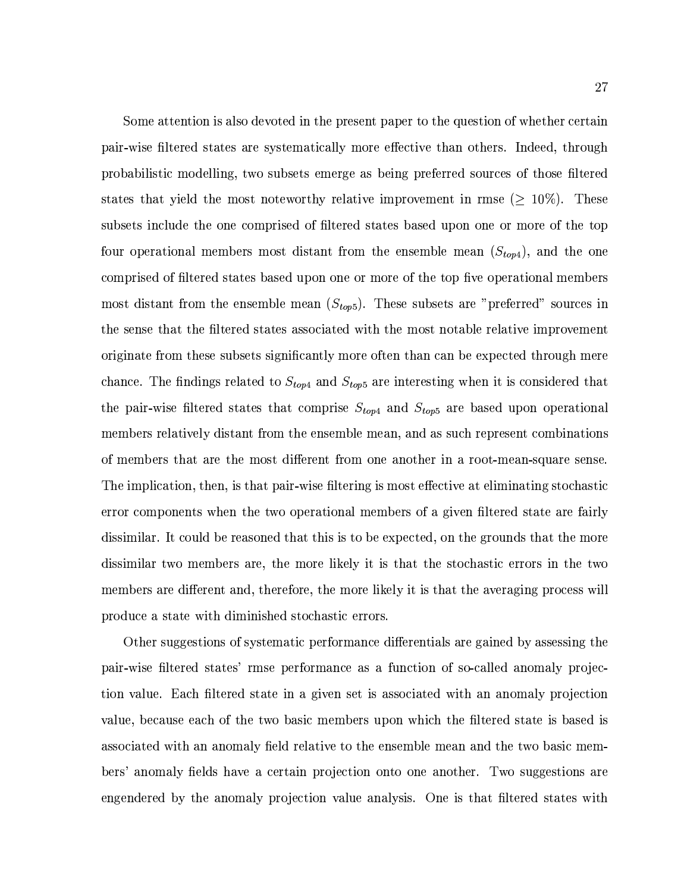Some attention is also devoted in the present paper to the question of whether certain pair-wise filtered states are systematically more effective than others. Indeed, through probabilistic modelling, two subsets emerge as being preferred sources of those filtered states that yield the most noteworthy relative improvement in rmse ($\geq 10\%$). These subsets include the one comprised of filtered states based upon one or more of the top four operational members most distant from the ensemble mean ($S_{top4}$), and the one comprised of filtered states based upon one or more of the top five operational members most distant from the ensemble mean ($S_{top5}$). These subsets are "preferred" sources in the sense that the filtered states associated with the most notable relative improvement originate from these subsets significantly more often than can be expected through mere chance. The findings related to $S_{top4}$ and $S_{top5}$ are interesting when it is considered that the pair-wise filtered states that comprise $S_{top4}$ and $S_{top5}$ are based upon operational members relatively distant from the ensemble mean, and as such represent combinations of members that are the most different from one another in a root-mean-square sense. The implication, then, is that pair-wise filtering is most effective at eliminating stochastic error components when the two operational members of a given filtered state are fairly dissimilar. It could be reasoned that this is to be expected, on the grounds that the more dissimilar two members are, the more likely it is that the stochastic errors in the two members are different and, therefore, the more likely it is that the averaging process will produce a state with diminished stochastic errors.

Other suggestions of systematic performance differentials are gained by assessing the pair-wise filtered states' rmse performance as a function of so-called anomaly projection value. Each filtered state in a given set is associated with an anomaly projection value, because each of the two basic members upon which the filtered state is based is associated with an anomaly field relative to the ensemble mean and the two basic members' anomaly fields have a certain projection onto one another. Two suggestions are engendered by the anomaly projection value analysis. One is that filtered states with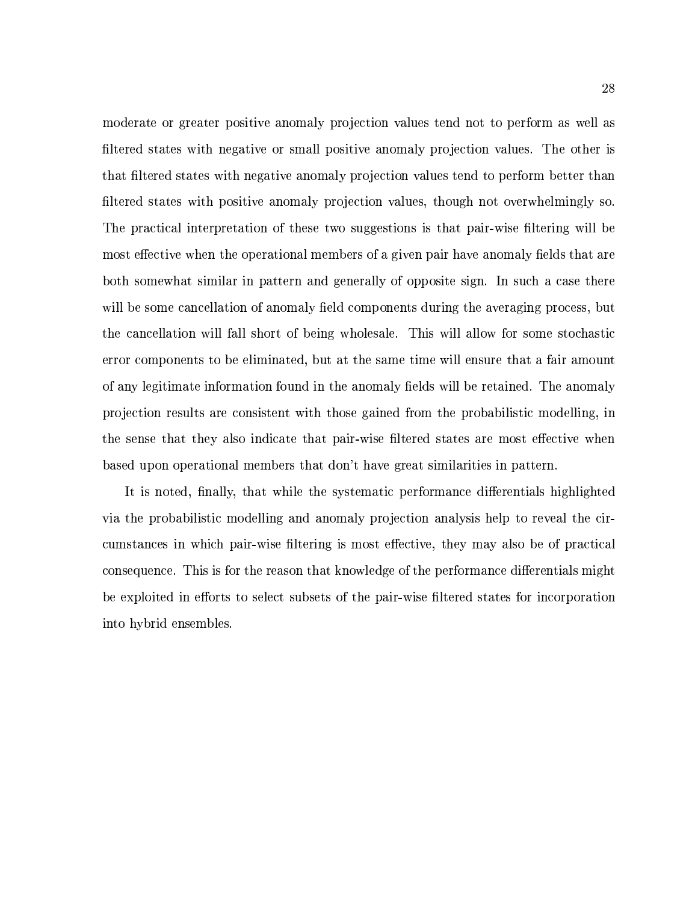moderate or greater positive anomaly projection values tend not to perform as well as filtered states with negative or small positive anomaly projection values. The other is that filtered states with negative anomaly projection values tend to perform better than filtered states with positive anomaly projection values, though not overwhelmingly so. The practical interpretation of these two suggestions is that pair-wise filtering will be most effective when the operational members of a given pair have anomaly fields that are both somewhat similar in pattern and generally of opposite sign. In such a case there will be some cancellation of anomaly field components during the averaging process, but the cancellation will fall short of being wholesale. This will allow for some stochastic error components to be eliminated, but at the same time will ensure that a fair amount of any legitimate information found in the anomaly fields will be retained. The anomaly projection results are consistent with those gained from the probabilistic modelling, in the sense that they also indicate that pair-wise filtered states are most effective when based upon operational members that don't have great similarities in pattern.

It is noted, finally, that while the systematic performance differentials highlighted via the probabilistic modelling and anomaly projection analysis help to reveal the circumstances in which pair-wise filtering is most effective, they may also be of practical consequence. This is for the reason that knowledge of the performance differentials might be exploited in efforts to select subsets of the pair-wise filtered states for incorporation into hybrid ensembles.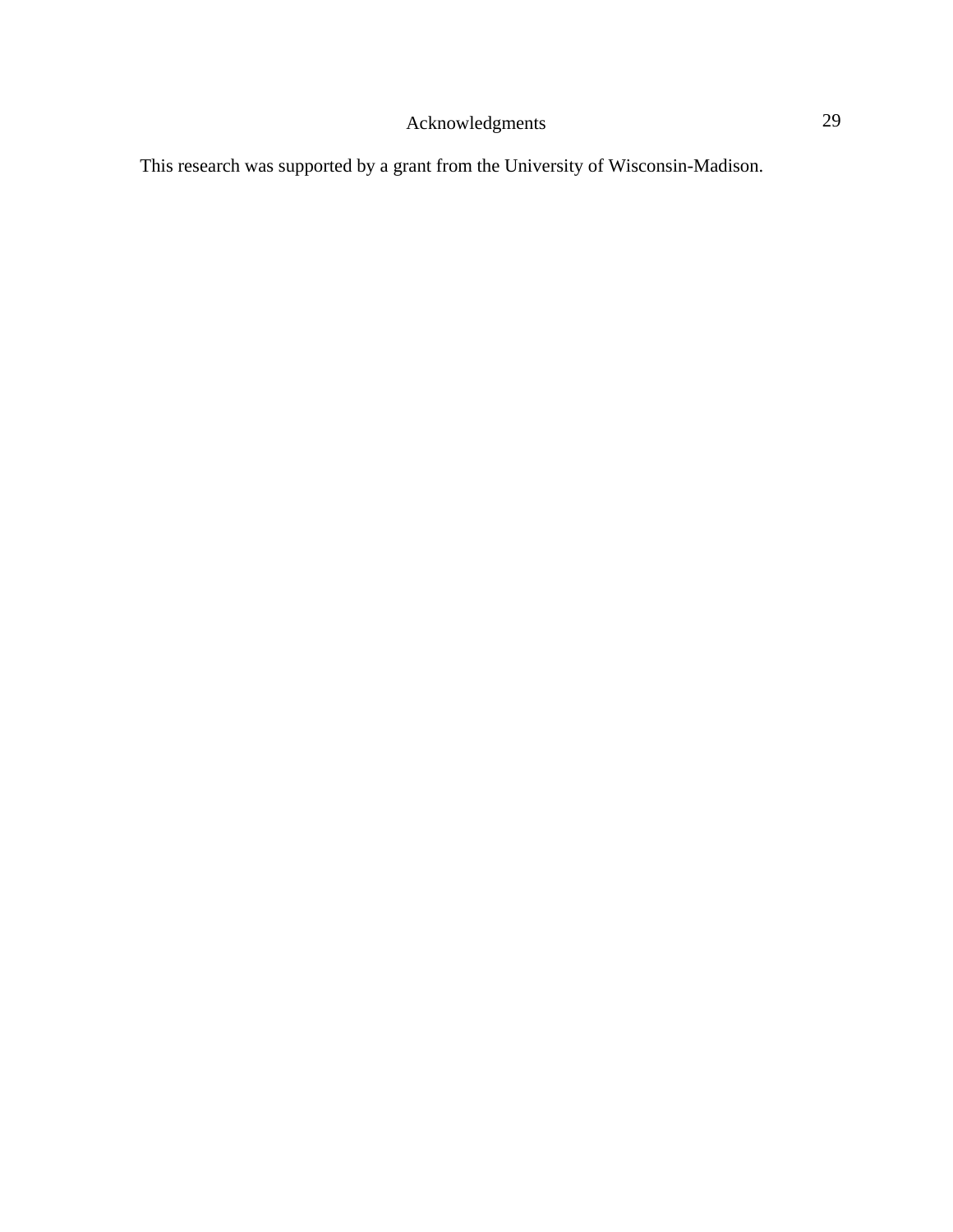# Acknowledgments

This research was supported by a grant from the University of Wisconsin-Madison.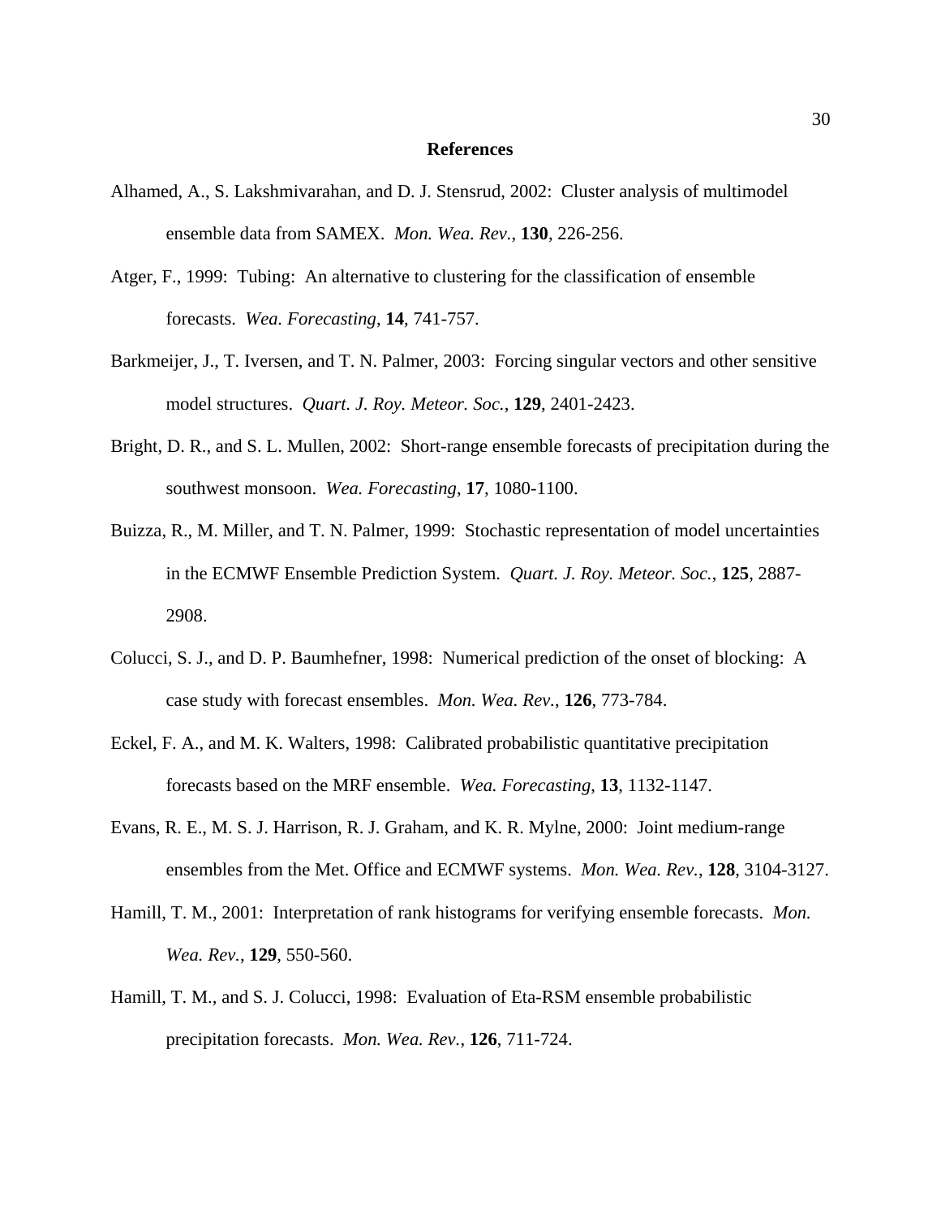# References

Alhamed, A., S. Lakshmivarahan, and D. J. Stensrud, 2002: Cluster analysis of multimodel ensemble data from SAMEX. *Mon. Wea. Rev.*, **130**, 226-256.

Atger, F., 1999: Tubing: An alternative to clustering for the classification of ensemble forecasts. *Wea. Forecasting*, **14**, 741-757.

Barkmeijer, J., T. Iversen, and T. N. Palmer, 2003: Forcing singular vectors and other sensitive model structures. *Quart. J. Roy. Meteor. Soc.*, **129**, 2401-2423.

Bright, D. R., and S. L. Mullen, 2002: Short-range ensemble forecasts of precipitation during the southwest monsoon. *Wea. Forecasting*, **17**, 1080-1100.

Buizza, R., M. Miller, and T. N. Palmer, 1999: Stochastic representation of model uncertainties in the ECMWF Ensemble Prediction System. *Quart. J. Roy. Meteor. Soc.*, **125**, 2887-2908.

Colucci, S. J., and D. P. Baumhefner, 1998: Numerical prediction of the onset of blocking: A case study with forecast ensembles. *Mon. Wea. Rev.*, **126**, 773-784.

Eckel, F. A., and M. K. Walters, 1998: Calibrated probabilistic quantitative precipitation forecasts based on the MRF ensemble. *Wea. Forecasting*, **13**, 1132-1147.

Evans, R. E., M. S. J. Harrison, R. J. Graham, and K. R. Mylne, 2000: Joint medium-range ensembles from the Met. Office and ECMWF systems. *Mon. Wea. Rev.*, **128**, 3104-3127.

Hamill, T. M., 2001: Interpretation of rank histograms for verifying ensemble forecasts. *Mon. Wea. Rev.*, **129**, 550-560.

Hamill, T. M., and S. J. Colucci, 1998: Evaluation of Eta-RSM ensemble probabilistic precipitation forecasts. *Mon. Wea. Rev.*, **126**, 711-724.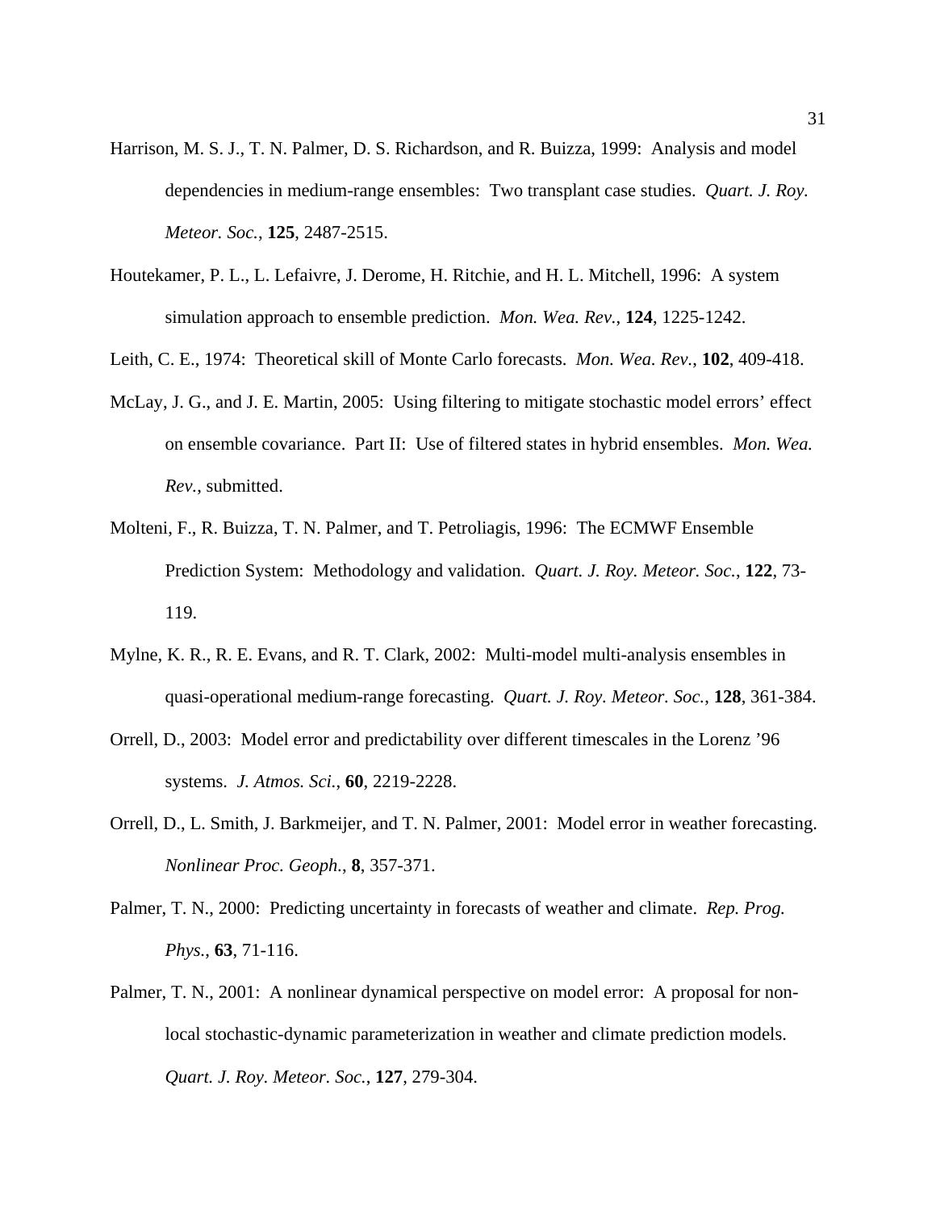Harrison, M. S. J., T. N. Palmer, D. S. Richardson, and R. Buizza, 1999: Analysis and model dependencies in medium-range ensembles: Two transplant case studies. *Quart. J. Roy. Meteor. Soc.*, **125**, 2487-2515.

Houtekamer, P. L., L. Lefaivre, J. Derome, H. Ritchie, and H. L. Mitchell, 1996: A system simulation approach to ensemble prediction. *Mon. Wea. Rev.*, **124**, 1225-1242.

Leith, C. E., 1974: Theoretical skill of Monte Carlo forecasts. *Mon. Wea. Rev.*, **102**, 409-418.

McLay, J. G., and J. E. Martin, 2005: Using filtering to mitigate stochastic model errors' effect on ensemble covariance. Part II: Use of filtered states in hybrid ensembles. *Mon. Wea. Rev.*, submitted.

Molteni, F., R. Buizza, T. N. Palmer, and T. Petroliagis, 1996: The ECMWF Ensemble Prediction System: Methodology and validation. *Quart. J. Roy. Meteor. Soc.*, **122**, 73-119.

Mylne, K. R., R. E. Evans, and R. T. Clark, 2002: Multi-model multi-analysis ensembles in quasi-operational medium-range forecasting. *Quart. J. Roy. Meteor. Soc.*, **128**, 361-384.

Orrell, D., 2003: Model error and predictability over different timescales in the Lorenz '96 systems. *J. Atmos. Sci.*, **60**, 2219-2228.

Orrell, D., L. Smith, J. Barkmeijer, and T. N. Palmer, 2001: Model error in weather forecasting. *Nonlinear Proc. Geoph.*, **8**, 357-371.

Palmer, T. N., 2000: Predicting uncertainty in forecasts of weather and climate. *Rep. Prog. Phys.*, **63**, 71-116.

Palmer, T. N., 2001: A nonlinear dynamical perspective on model error: A proposal for non-local stochastic-dynamic parameterization in weather and climate prediction models. *Quart. J. Roy. Meteor. Soc.*, **127**, 279-304.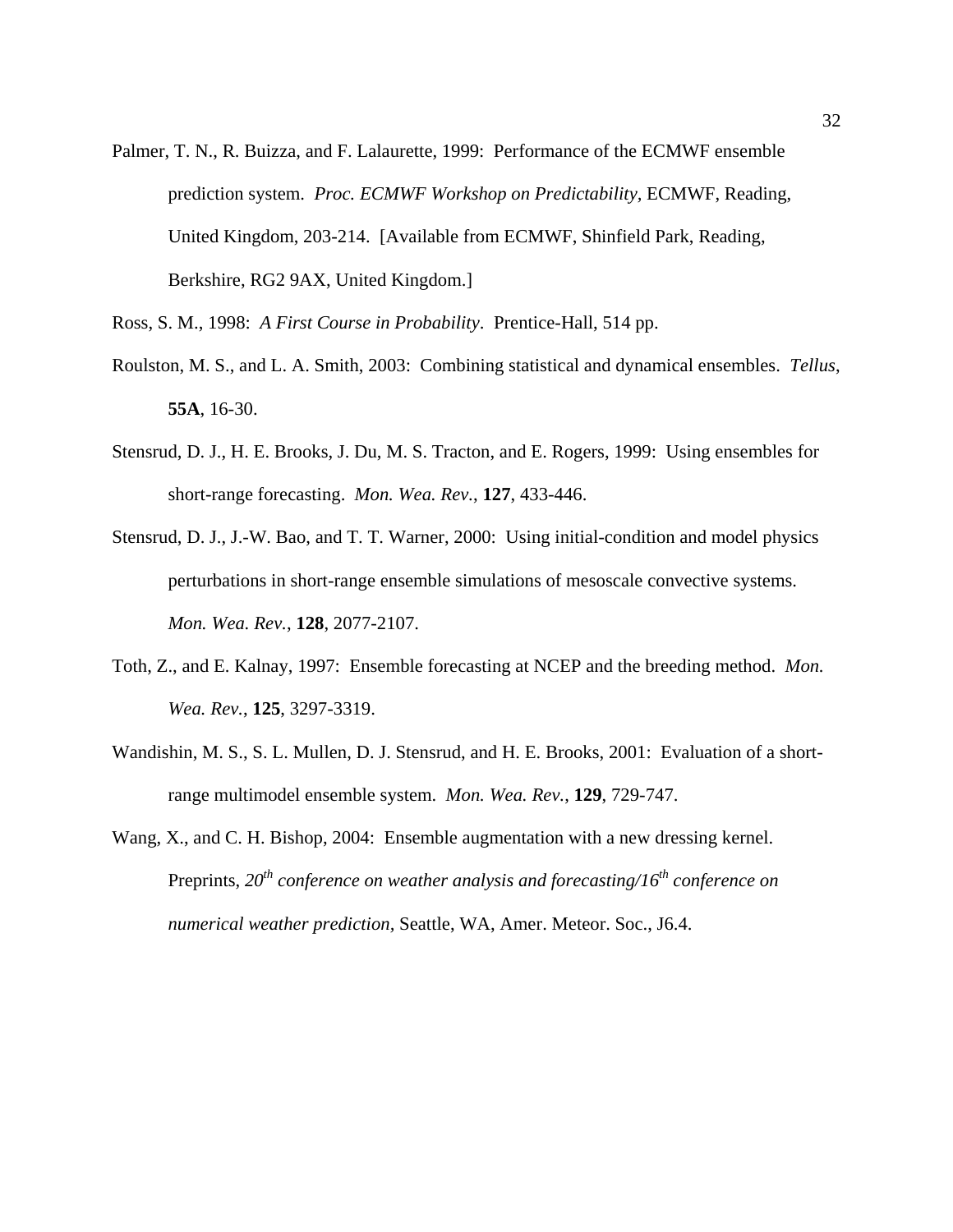Palmer, T. N., R. Buizza, and F. Lalaurette, 1999: Performance of the ECMWF ensemble prediction system. *Proc. ECMWF Workshop on Predictability*, ECMWF, Reading, United Kingdom, 203-214. [Available from ECMWF, Shinfield Park, Reading, Berkshire, RG2 9AX, United Kingdom.]

Ross, S. M., 1998: *A First Course in Probability*. Prentice-Hall, 514 pp.

Roulston, M. S., and L. A. Smith, 2003: Combining statistical and dynamical ensembles. *Tellus*, **55A**, 16-30.

Stensrud, D. J., H. E. Brooks, J. Du, M. S. Tracton, and E. Rogers, 1999: Using ensembles for short-range forecasting. *Mon. Wea. Rev.*, **127**, 433-446.

Stensrud, D. J., J.-W. Bao, and T. T. Warner, 2000: Using initial-condition and model physics perturbations in short-range ensemble simulations of mesoscale convective systems. *Mon. Wea. Rev.*, **128**, 2077-2107.

Toth, Z., and E. Kalnay, 1997: Ensemble forecasting at NCEP and the breeding method. *Mon. Wea. Rev.*, **125**, 3297-3319.

Wandishin, M. S., S. L. Mullen, D. J. Stensrud, and H. E. Brooks, 2001: Evaluation of a short-range multimodel ensemble system. *Mon. Wea. Rev.*, **129**, 729-747.

Wang, X., and C. H. Bishop, 2004: Ensemble augmentation with a new dressing kernel. Preprints, *20th conference on weather analysis and forecasting/16th conference on numerical weather prediction,* Seattle, WA, Amer. Meteor. Soc., J6.4.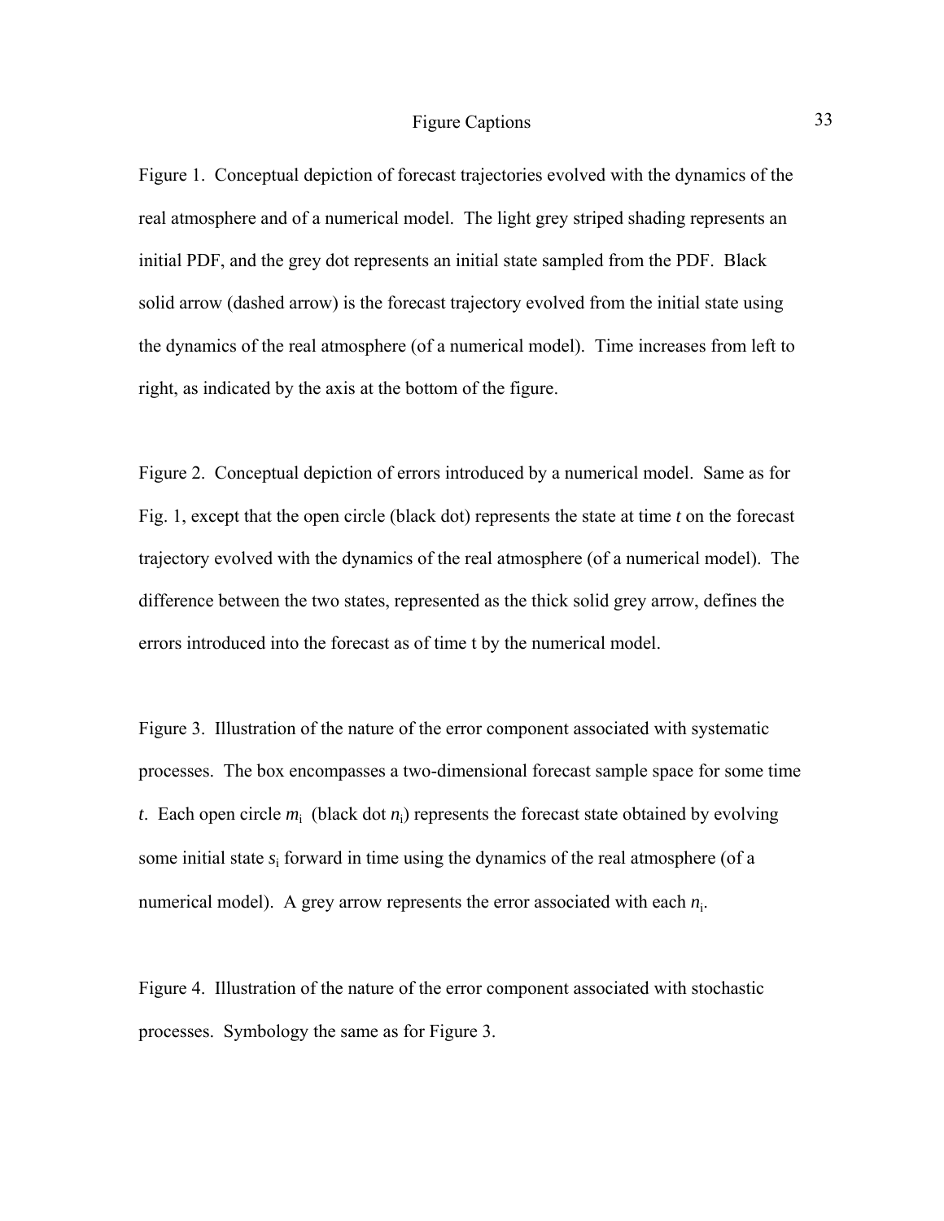# Figure Captions

Figure 1. Conceptual depiction of forecast trajectories evolved with the dynamics of the real atmosphere and of a numerical model. The light grey striped shading represents an initial PDF, and the grey dot represents an initial state sampled from the PDF. Black solid arrow (dashed arrow) is the forecast trajectory evolved from the initial state using the dynamics of the real atmosphere (of a numerical model). Time increases from left to right, as indicated by the axis at the bottom of the figure.

Figure 2. Conceptual depiction of errors introduced by a numerical model. Same as for Fig. 1, except that the open circle (black dot) represents the state at time $t$ on the forecast trajectory evolved with the dynamics of the real atmosphere (of a numerical model). The difference between the two states, represented as the thick solid grey arrow, defines the errors introduced into the forecast as of time t by the numerical model.

Figure 3. Illustration of the nature of the error component associated with systematic processes. The box encompasses a two-dimensional forecast sample space for some time $t$. Each open circle $m_i$ (black dot $n_i$) represents the forecast state obtained by evolving some initial state $s_i$ forward in time using the dynamics of the real atmosphere (of a numerical model). A grey arrow represents the error associated with each $n_i$.

Figure 4. Illustration of the nature of the error component associated with stochastic processes. Symbology the same as for Figure 3.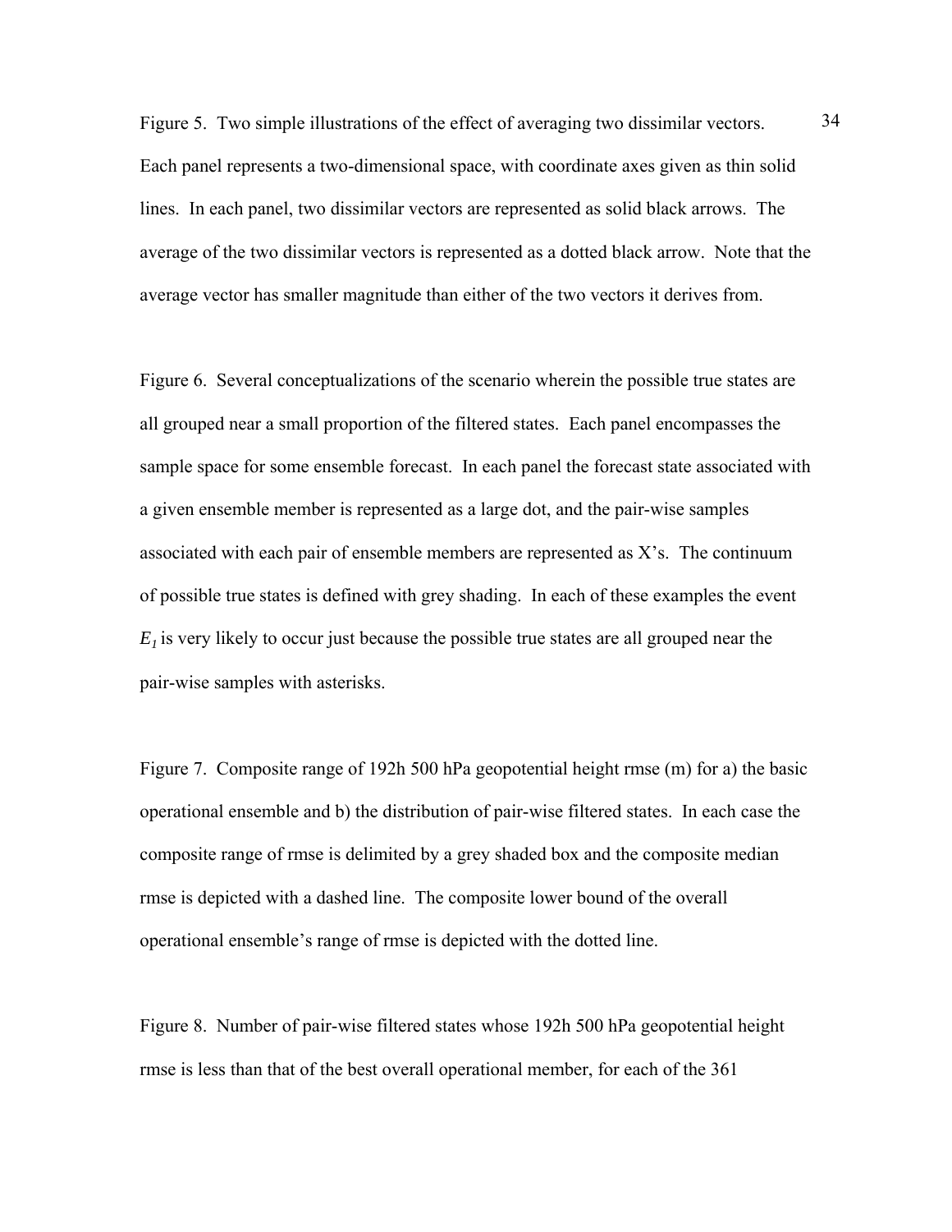Figure 5. Two simple illustrations of the effect of averaging two dissimilar vectors. Each panel represents a two-dimensional space, with coordinate axes given as thin solid lines. In each panel, two dissimilar vectors are represented as solid black arrows. The average of the two dissimilar vectors is represented as a dotted black arrow. Note that the average vector has smaller magnitude than either of the two vectors it derives from.

Figure 6. Several conceptualizations of the scenario wherein the possible true states are all grouped near a small proportion of the filtered states. Each panel encompasses the sample space for some ensemble forecast. In each panel the forecast state associated with a given ensemble member is represented as a large dot, and the pair-wise samples associated with each pair of ensemble members are represented as X's. The continuum of possible true states is defined with grey shading. In each of these examples the event $E_1$ is very likely to occur just because the possible true states are all grouped near the pair-wise samples with asterisks.

Figure 7. Composite range of 192h 500 hPa geopotential height rmse (m) for a) the basic operational ensemble and b) the distribution of pair-wise filtered states. In each case the composite range of rmse is delimited by a grey shaded box and the composite median rmse is depicted with a dashed line. The composite lower bound of the overall operational ensemble's range of rmse is depicted with the dotted line.

Figure 8. Number of pair-wise filtered states whose 192h 500 hPa geopotential height rmse is less than that of the best overall operational member, for each of the 361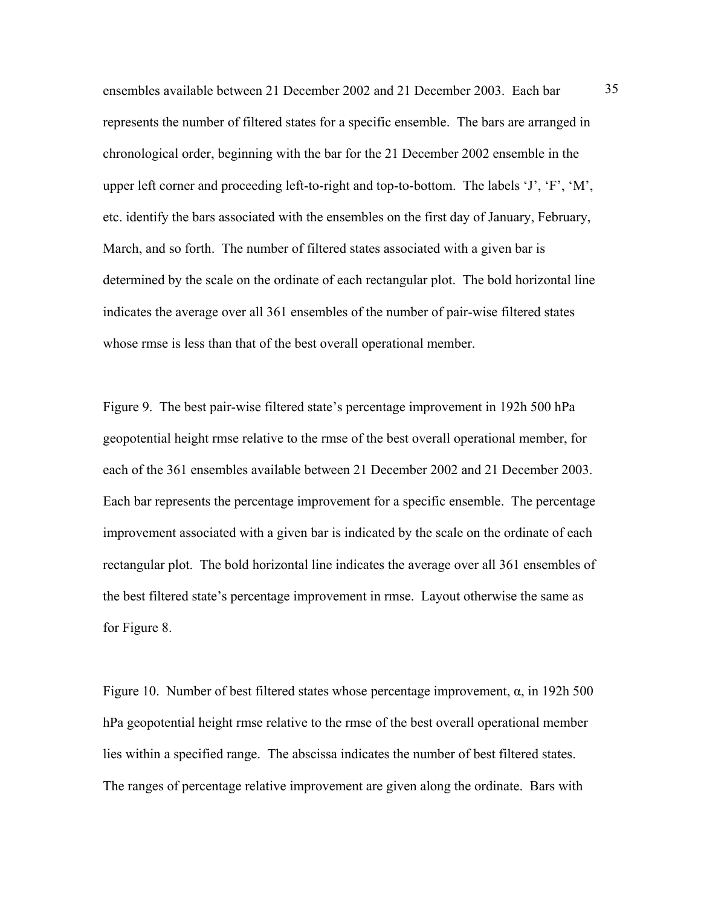ensembles available between 21 December 2002 and 21 December 2003. Each bar represents the number of filtered states for a specific ensemble. The bars are arranged in chronological order, beginning with the bar for the 21 December 2002 ensemble in the upper left corner and proceeding left-to-right and top-to-bottom. The labels 'J', 'F', 'M', etc. identify the bars associated with the ensembles on the first day of January, February, March, and so forth. The number of filtered states associated with a given bar is determined by the scale on the ordinate of each rectangular plot. The bold horizontal line indicates the average over all 361 ensembles of the number of pair-wise filtered states whose rmse is less than that of the best overall operational member.

Figure 9. The best pair-wise filtered state's percentage improvement in 192h 500 hPa geopotential height rmse relative to the rmse of the best overall operational member, for each of the 361 ensembles available between 21 December 2002 and 21 December 2003. Each bar represents the percentage improvement for a specific ensemble. The percentage improvement associated with a given bar is indicated by the scale on the ordinate of each rectangular plot. The bold horizontal line indicates the average over all 361 ensembles of the best filtered state's percentage improvement in rmse. Layout otherwise the same as for Figure 8.

Figure 10. Number of best filtered states whose percentage improvement, $\alpha$, in 192h 500 hPa geopotential height rmse relative to the rmse of the best overall operational member lies within a specified range. The abscissa indicates the number of best filtered states. The ranges of percentage relative improvement are given along the ordinate. Bars with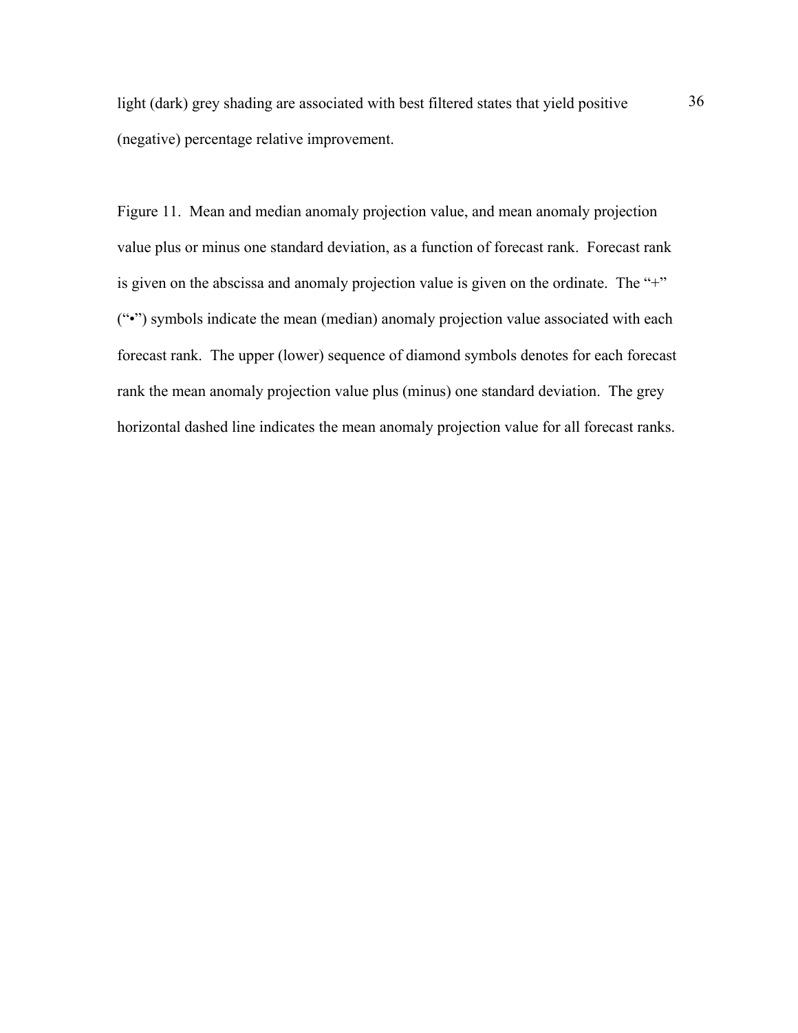light (dark) grey shading are associated with best filtered states that yield positive (negative) percentage relative improvement.

Figure 11. Mean and median anomaly projection value, and mean anomaly projection value plus or minus one standard deviation, as a function of forecast rank. Forecast rank is given on the abscissa and anomaly projection value is given on the ordinate. The "+" ("•") symbols indicate the mean (median) anomaly projection value associated with each forecast rank. The upper (lower) sequence of diamond symbols denotes for each forecast rank the mean anomaly projection value plus (minus) one standard deviation. The grey horizontal dashed line indicates the mean anomaly projection value for all forecast ranks.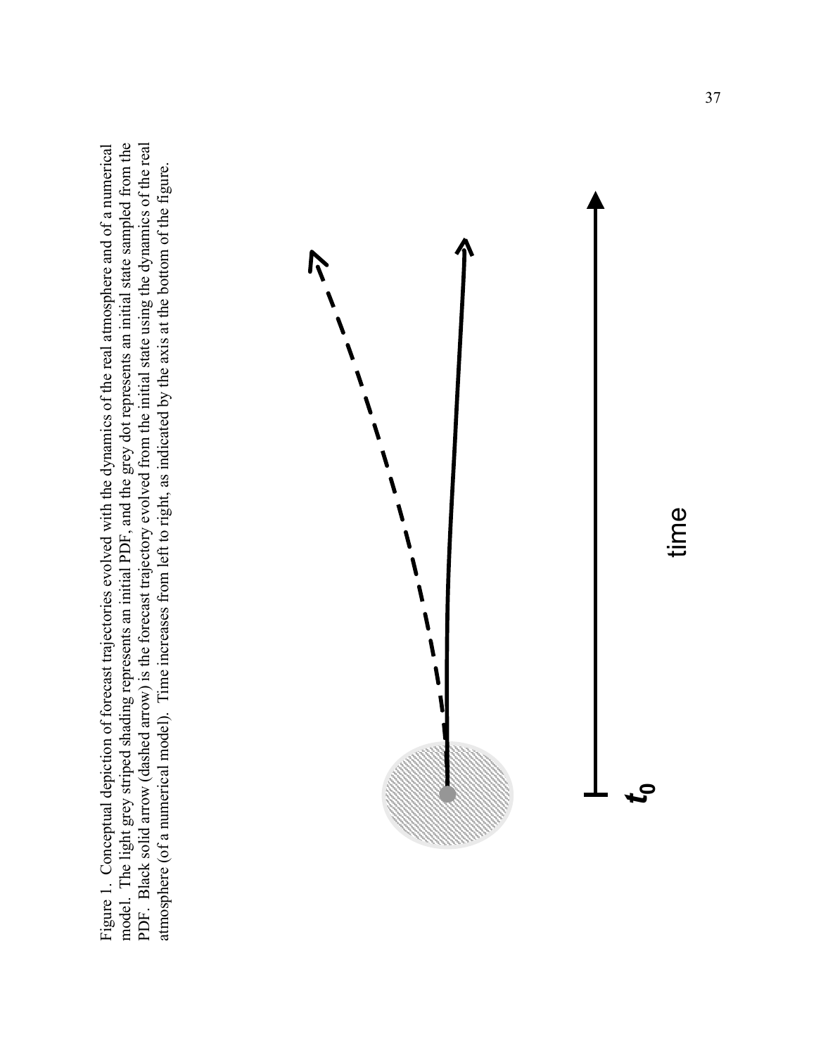Figure 1. Conceptual depiction of forecast trajectories evolved with the dynamics of the real atmosphere and of a numerical model. The light grey striped shading represents an initial PDF, and the grey dot represents an initial state sampled from the PDF. Black solid arrow (dashed arrow) is the forecast trajectory evolved from the initial state using the dynamics of the real atmosphere (of a numerical model). Time increases from left to right, as indicated by the axis at the bottom of the figure.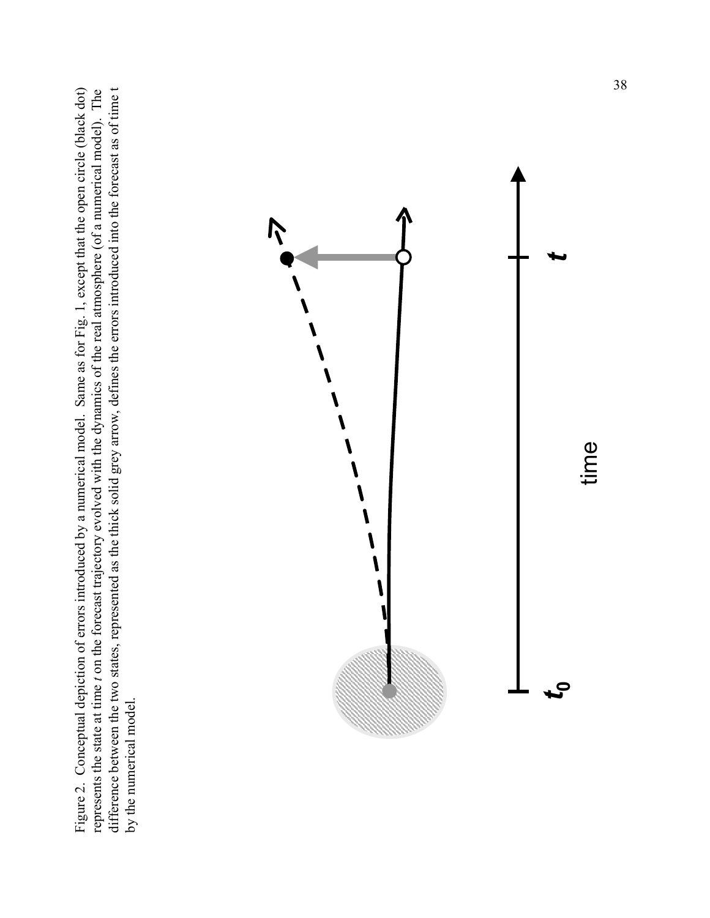Figure 2. Conceptual depiction of errors introduced by a numerical model. Same as for Fig. 1, except that the open circle (black dot) represents the state at time *t* on the forecast trajectory evolved with the dynamics of the real atmosphere (of a numerical model). The difference between the two states, represented as the thick solid grey arrow, defines the errors introduced into the forecast as of time t by the numerical model.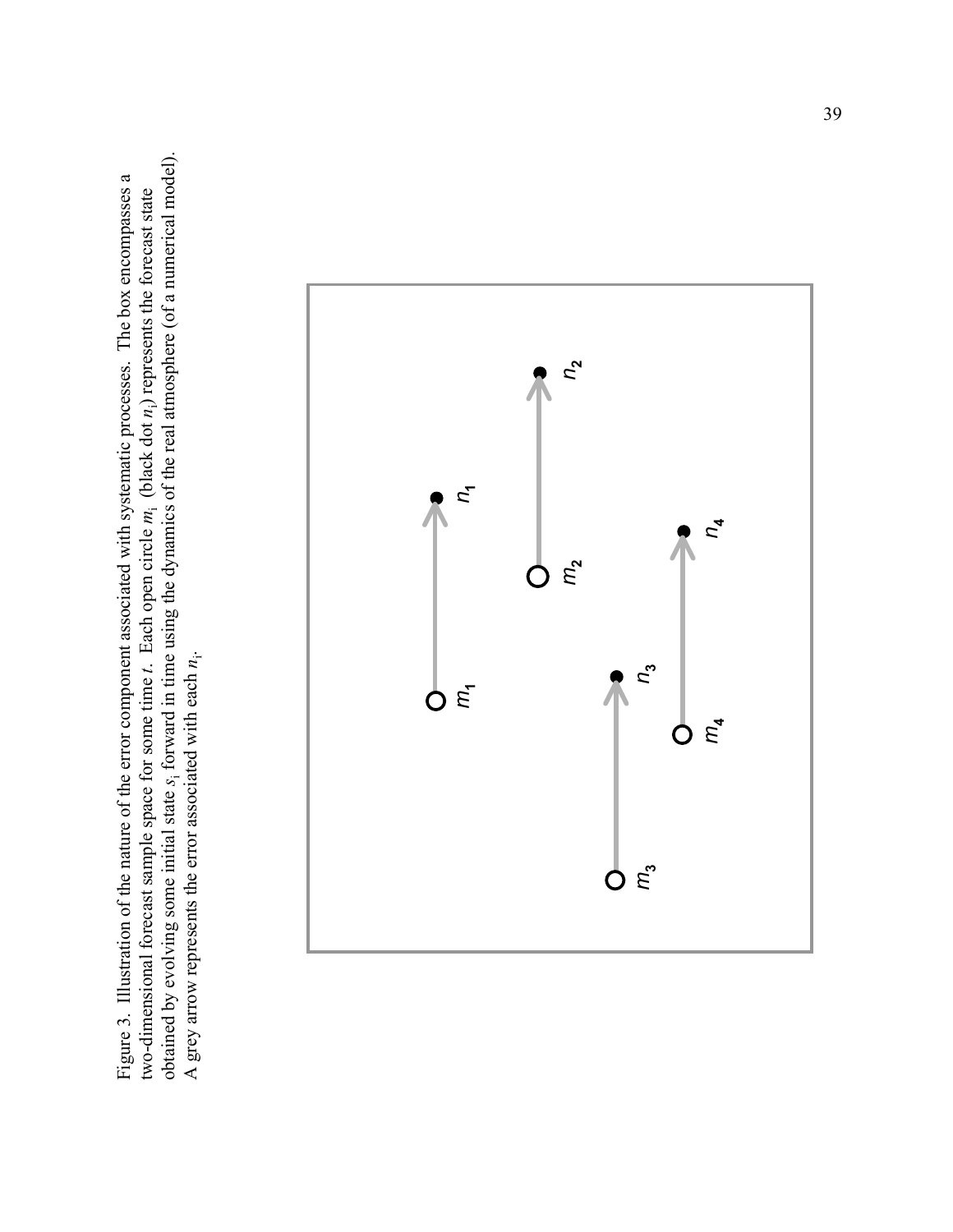Figure 3. Illustration of the nature of the error component associated with systematic processes. The box encompasses a two-dimensional forecast sample space for some time $t$. Each open circle $m_i$ (black dot $n_i$) represents the forecast state obtained by evolving some initial state $s_i$ forward in time using the dynamics of the real atmosphere (of a numerical model). A grey arrow represents the error associated with each $n_i$.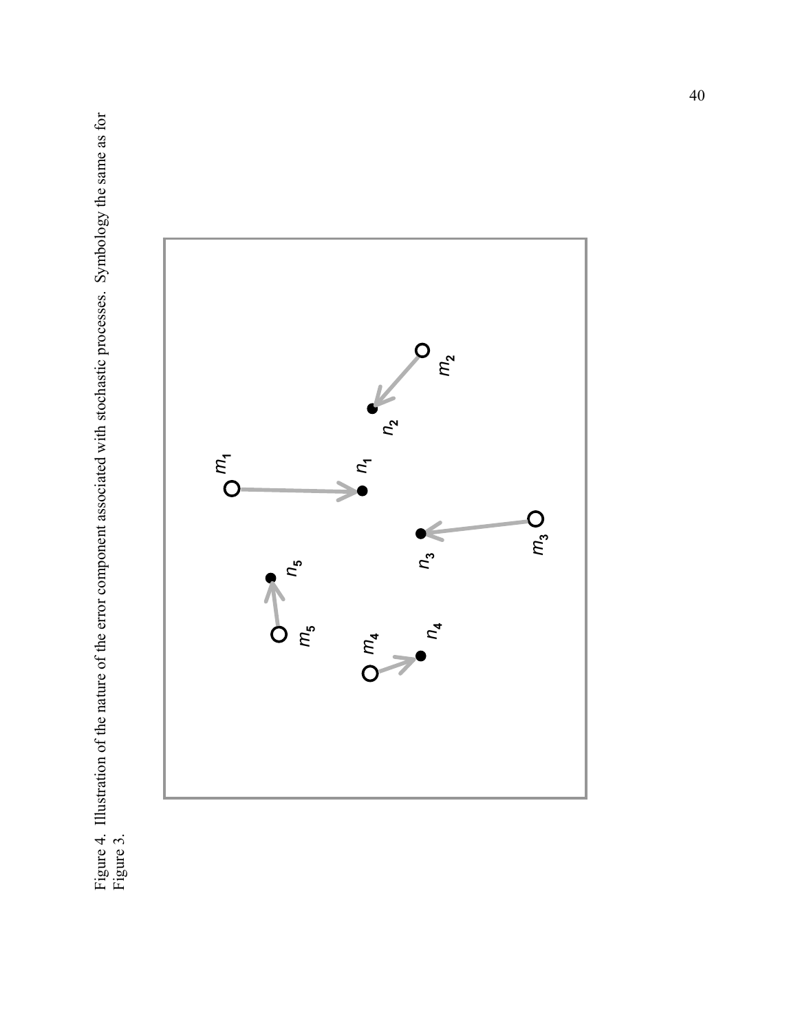Figure 4. Illustration of the nature of the error component associated with stochastic processes. Symbology the same as for Figure 3.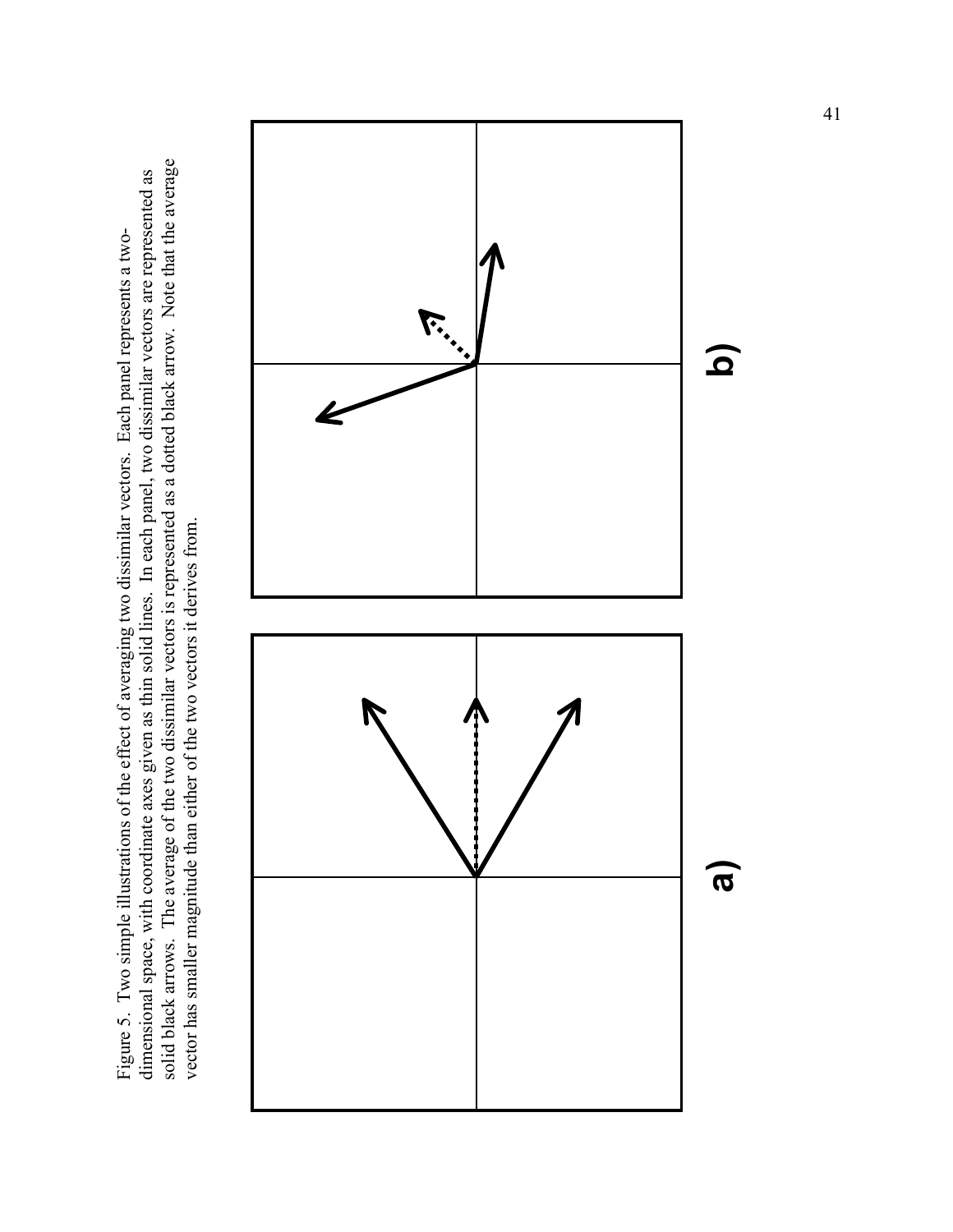Figure 5. Two simple illustrations of the effect of averaging two dissimilar vectors. Each panel represents a two-dimensional space, with coordinate axes given as thin solid lines. In each panel, two dissimilar vectors are represented as solid black arrows. The average of the two dissimilar vectors is represented as a dotted black arrow. Note that the average vector has smaller magnitude than either of the two vectors it derives from.

a)

b)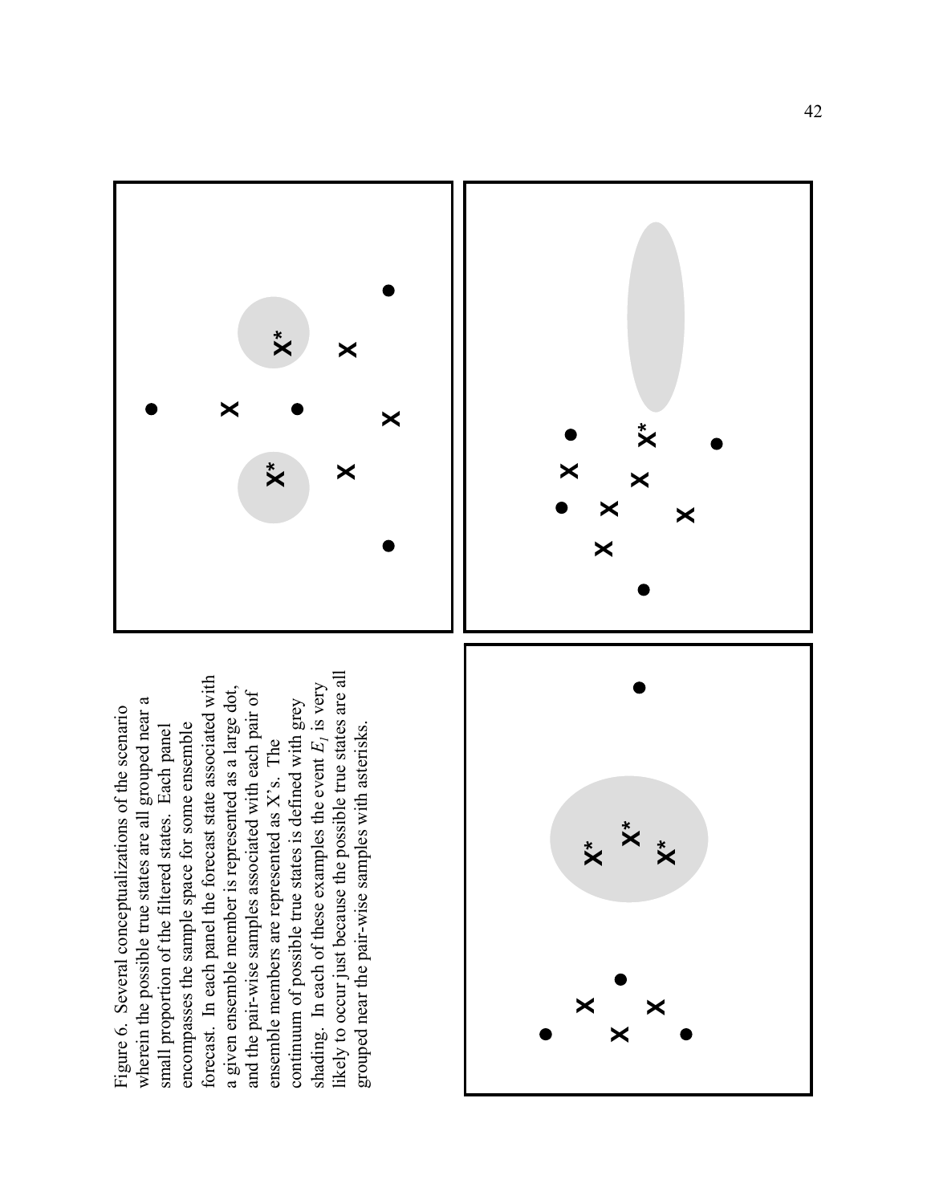Figure 6. Several conceptualizations of the scenario wherein the possible true states are all grouped near a small proportion of the filtered states. Each panel encompasses the sample space for some ensemble forecast. In each panel the forecast state associated with a given ensemble member is represented as a large dot, and the pair-wise samples associated with each pair of ensemble members are represented as X's. The continuum of possible true states is defined with grey shading. In each of these examples the event $E_1$ is very likely to occur just because the possible true states are all grouped near the pair-wise samples with asterisks.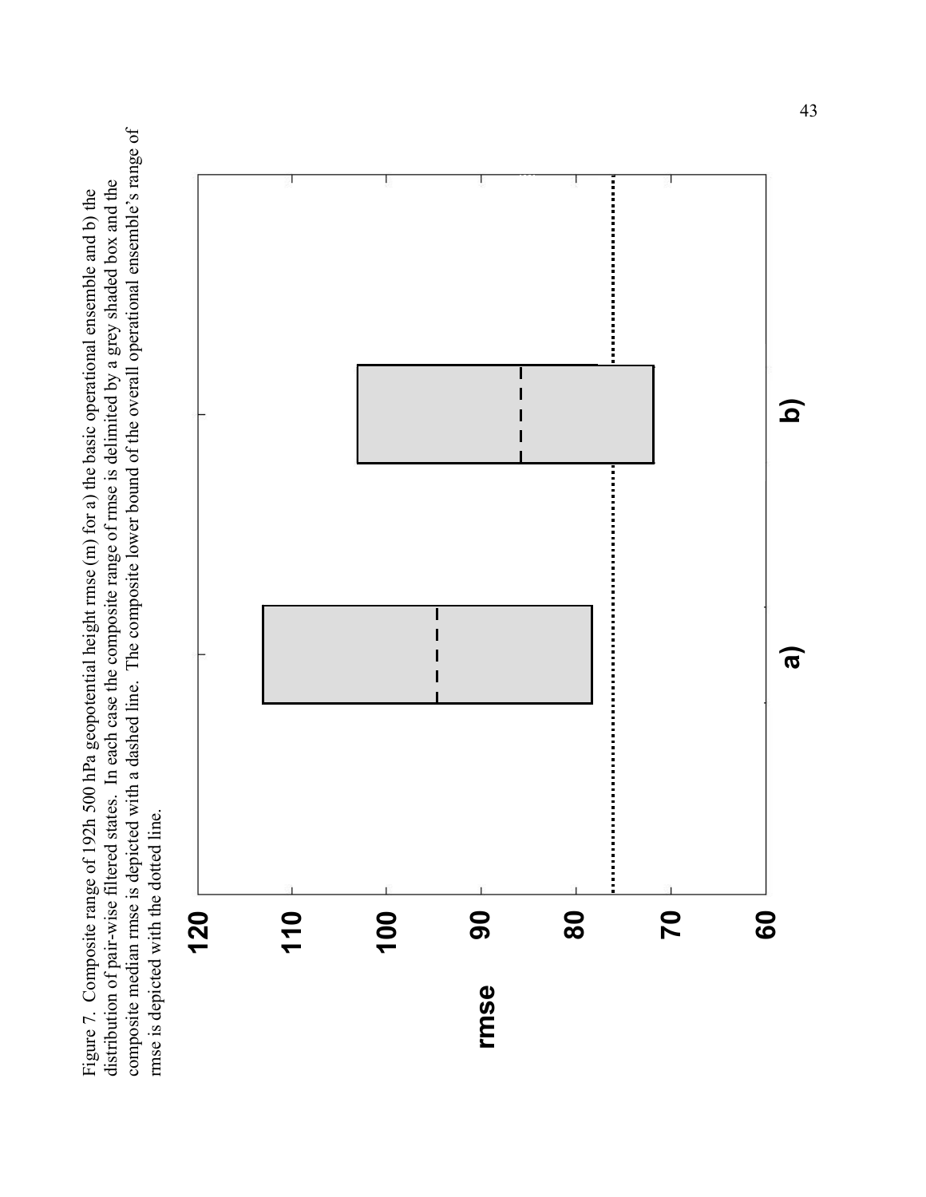Figure 7. Composite range of 192h 500 hPa geopotential height rmse (m) for a) the basic operational ensemble and b) the distribution of pair-wise filtered states. In each case the composite range of rmse is delimited by a grey shaded box and the composite median rmse is depicted with a dashed line. The composite lower bound of the overall operational ensemble's range of rmse is depicted with the dotted line.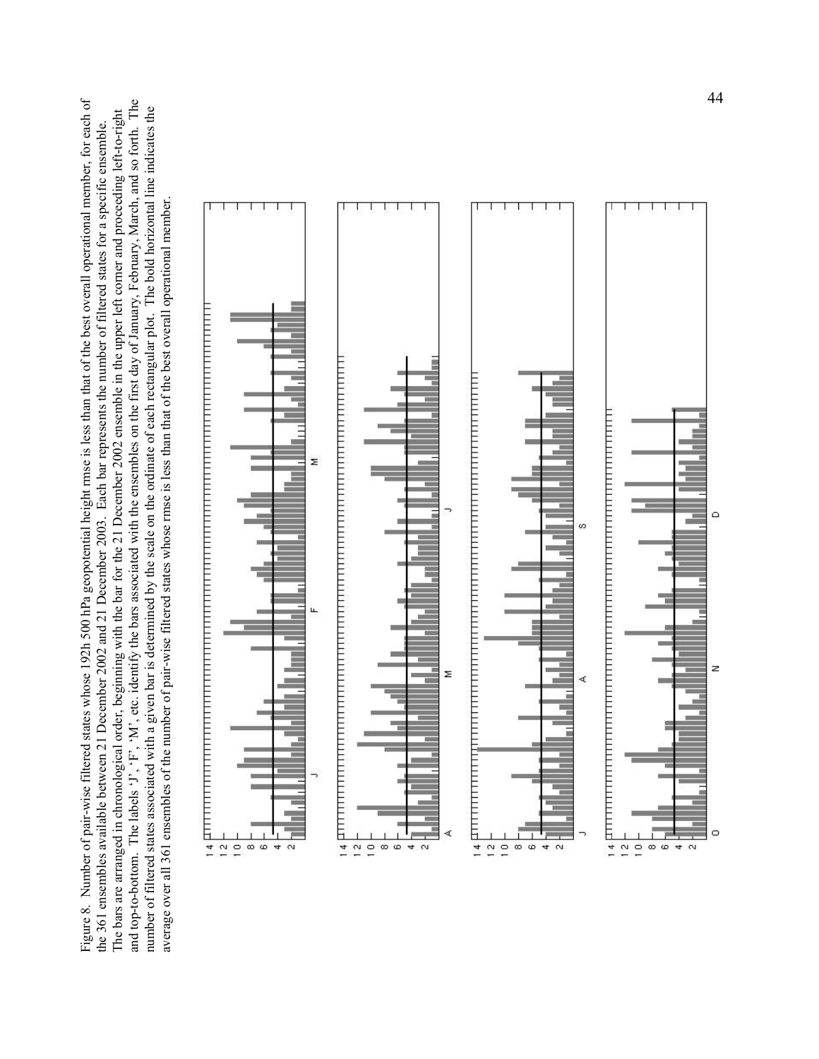Figure 8. Number of pair-wise filtered states whose 192h 500 hPa geopotential height rmse is less than that of the best overall operational member, for each of the 361 ensembles available between 21 December 2002 and 21 December 2003. Each bar represents the number of filtered states for a specific ensemble. The bars are arranged in chronological order, beginning with the bar for the 21 December 2002 ensemble in the upper left corner and proceeding left-to-right and top-to-bottom. The labels 'J', 'F', 'M', etc. identify the bars associated with the ensembles on the first day of January, February, March, and so forth. The number of filtered states associated with a given bar is determined by the scale on the ordinate of each rectangular plot. The bold horizontal line indicates the average over all 361 ensembles of the number of pair-wise filtered states whose rmse is less than that of the best overall operational member.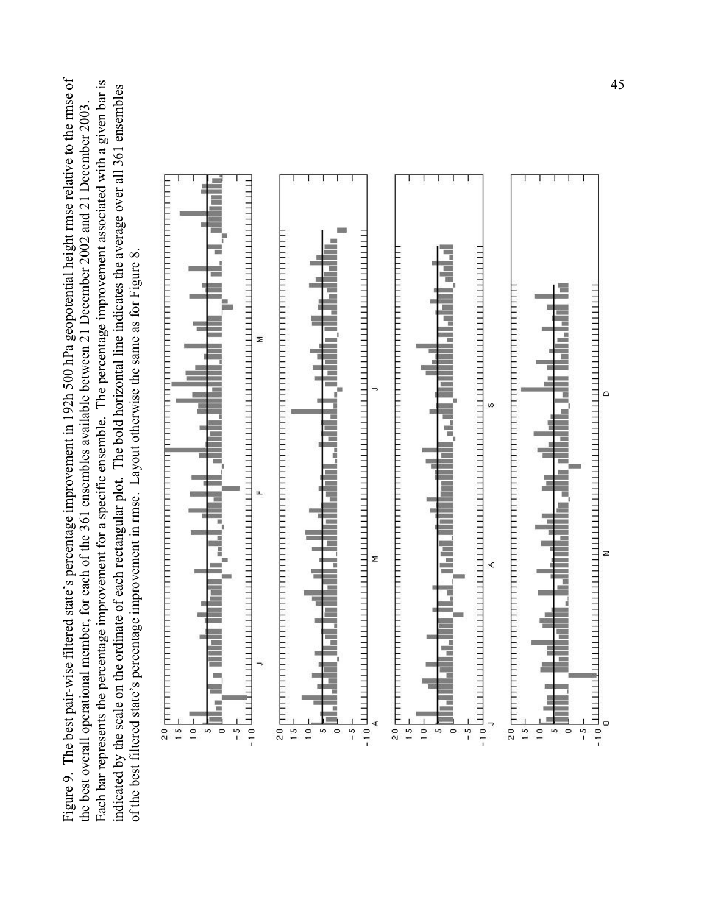Figure 9. The best pair-wise filtered state's percentage improvement in 192h 500 hPa geopotential height rmse relative to the rmse of the best overall operational member, for each of the 361 ensembles available between 21 December 2002 and 21 December 2003. Each bar represents the percentage improvement for a specific ensemble. The percentage improvement associated with a given bar is indicated by the scale on the ordinate of each rectangular plot. The bold horizontal line indicates the average over all 361 ensembles of the best filtered state's percentage improvement in rmse. Layout otherwise the same as for Figure 8.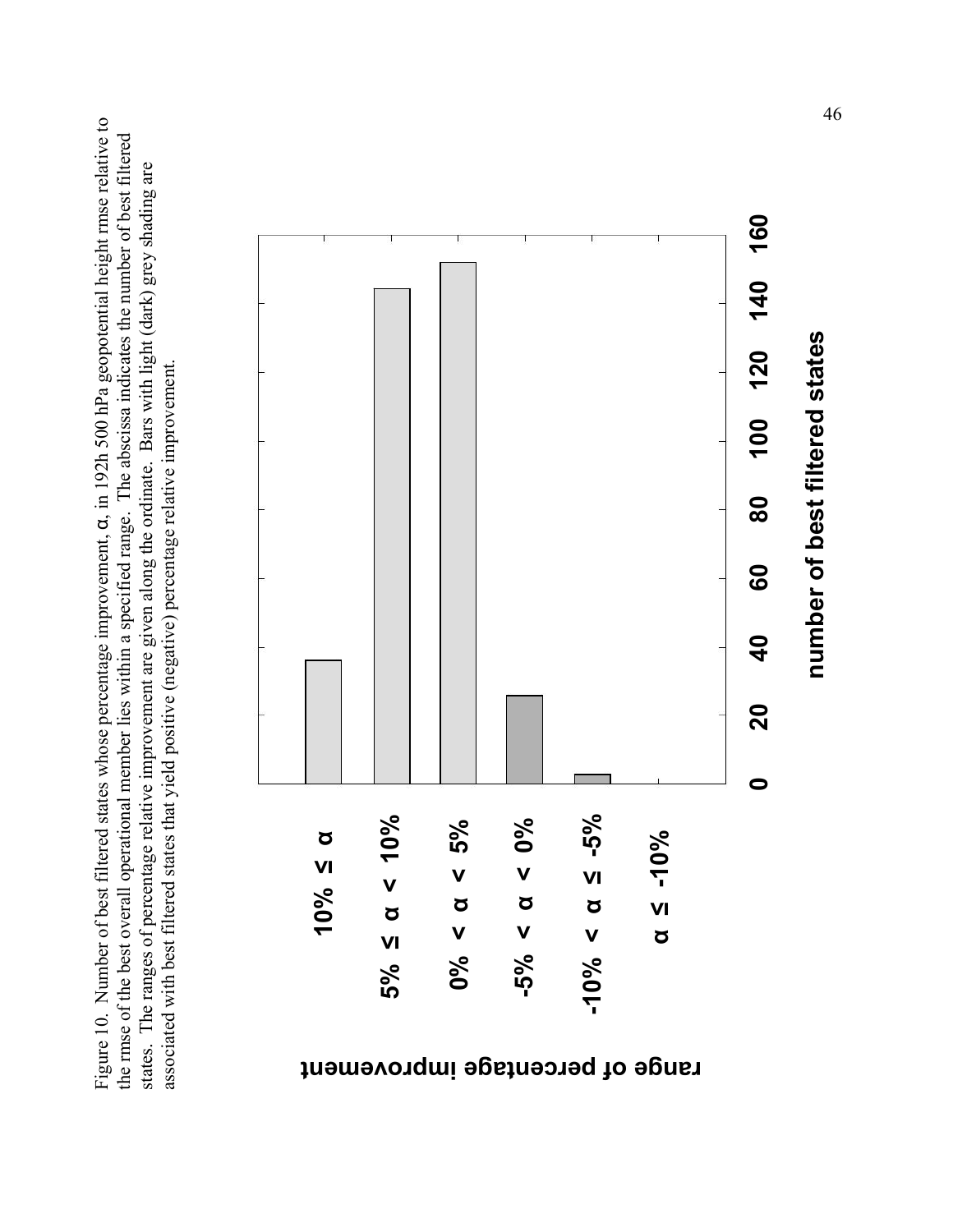Figure 10. Number of best filtered states whose percentage improvement, α, in 192h 500 hPa geopotential height rmse relative to the rmse of the best overall operational member lies within a specified range. The abscissa indicates the number of best filtered states. The ranges of percentage relative improvement are given along the ordinate. Bars with light (dark) grey shading are associated with best filtered states that yield positive (negative) percentage relative improvement.

| range of percentage improvement | number of best filtered states (approx.) |
| --- | --- |
| $10\% \leq \alpha$ | ~36 |
| $5\% \leq \alpha < 10\%$ | ~144 |
| $0\% < \alpha < 5\%$ | ~152 |
| $-5\% < \alpha < 0\%$ | ~26 |
| $-10\% < \alpha \leq -5\%$ | ~3 |
| $\alpha \leq -10\%$ | 0 |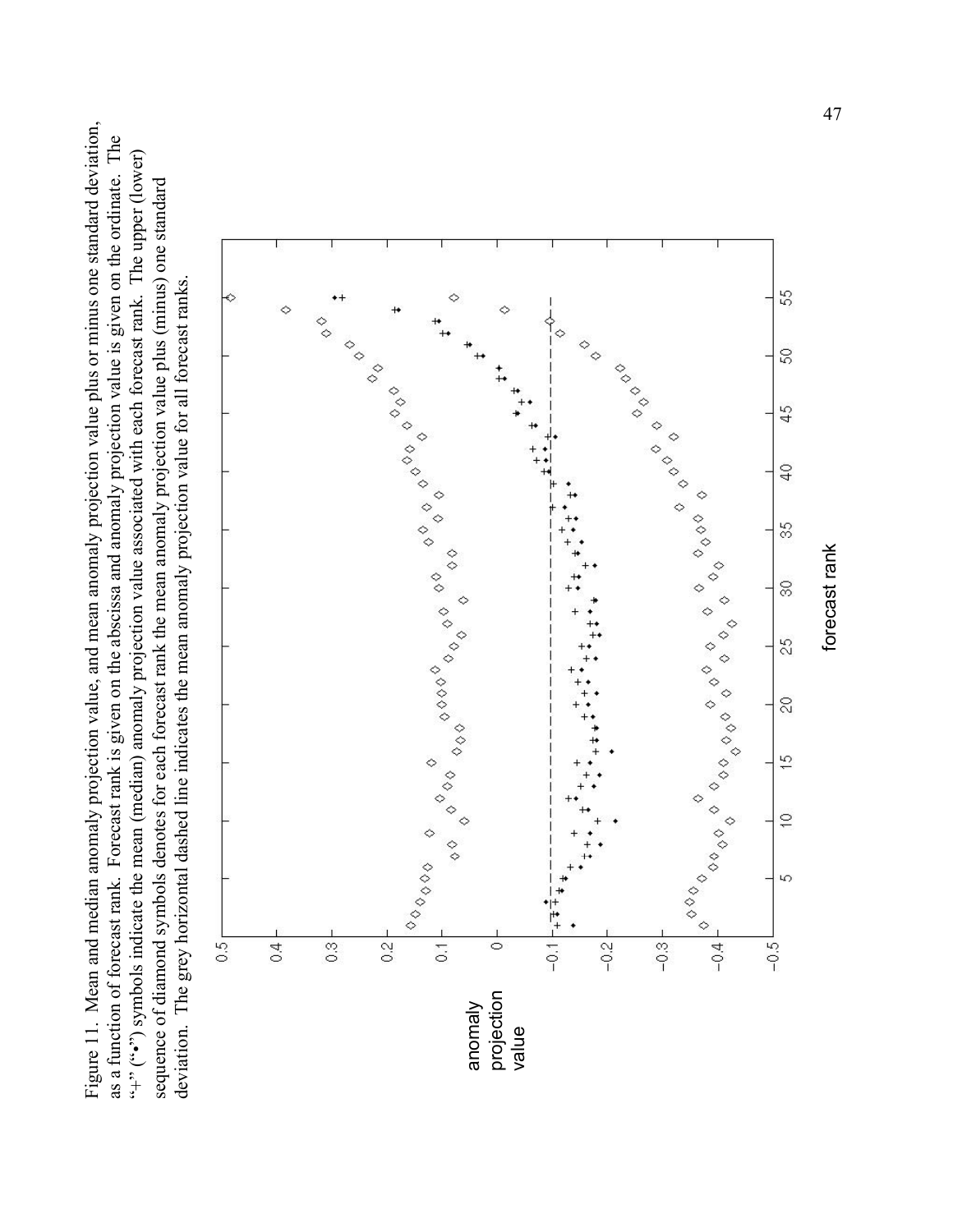Figure 11. Mean and median anomaly projection value, and mean anomaly projection value plus or minus one standard deviation, as a function of forecast rank. Forecast rank is given on the abscissa and anomaly projection value is given on the ordinate. The "+" ("•") symbols indicate the mean (median) anomaly projection value associated with each forecast rank. The upper (lower) sequence of diamond symbols denotes for each forecast rank the mean anomaly projection value plus (minus) one standard deviation. The grey horizontal dashed line indicates the mean anomaly projection value for all forecast ranks.

anomaly projection value

0.5
0.4
0.3
0.2
0.1
0
−0.1
−0.2
−0.3
−0.4
−0.5

5 10 15 20 25 30 35 40 45 50 55

forecast rank